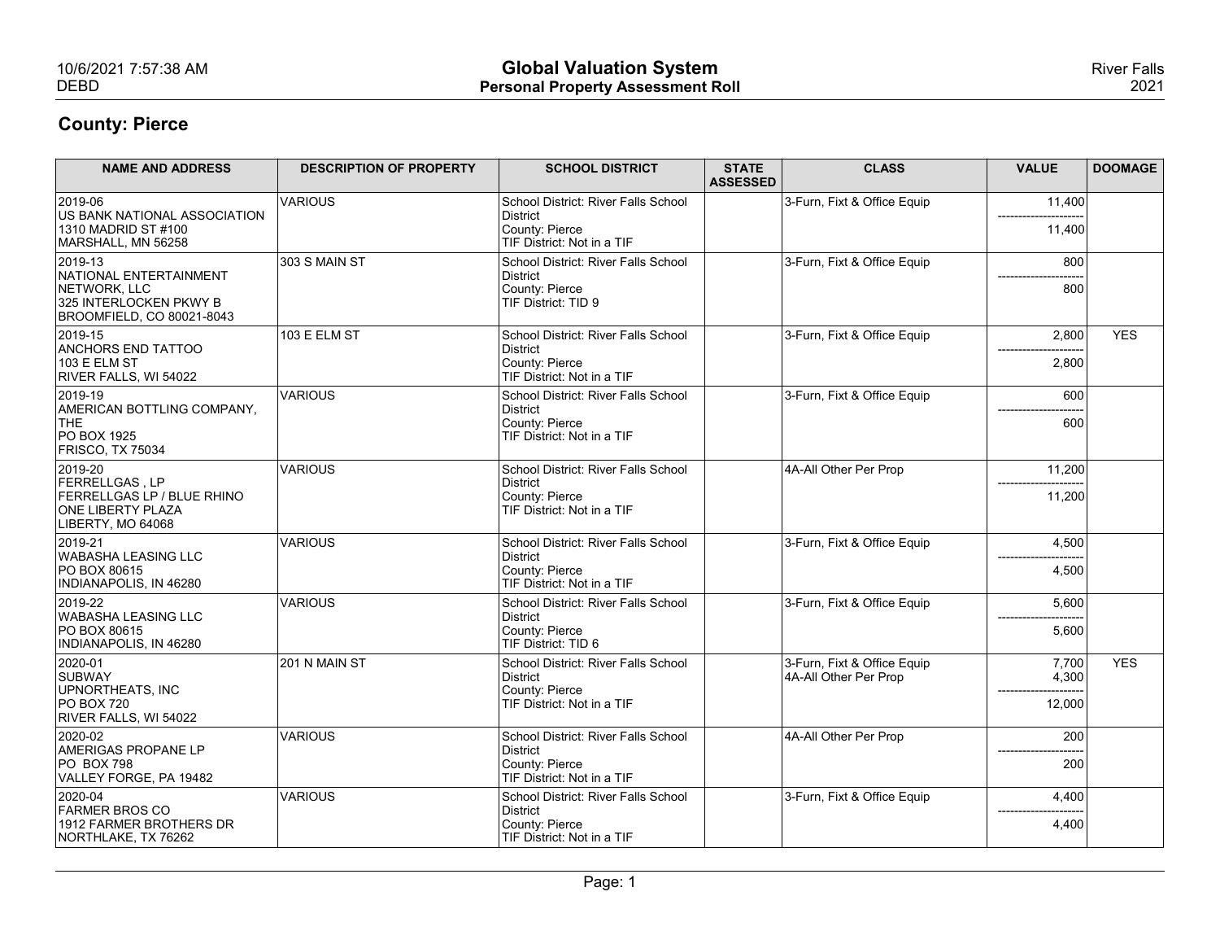# Global Valuation System
## Personal Property Assessment Roll

River Falls 2021

10/6/2021 7:57:38 AM
DEBD

## County: Pierce

| NAME AND ADDRESS | DESCRIPTION OF PROPERTY | SCHOOL DISTRICT | STATE ASSESSED | CLASS | VALUE | DOOMAGE |
|---|---|---|---|---|---|---|
| 2019-06<br>US BANK NATIONAL ASSOCIATION<br>1310 MADRID ST #100<br>MARSHALL, MN 56258 | VARIOUS | School District: River Falls School District<br>County: Pierce<br>TIF District: Not in a TIF | | 3-Furn, Fixt & Office Equip | 11,400<br>---------------------<br>11,400 | |
| 2019-13<br>NATIONAL ENTERTAINMENT NETWORK, LLC<br>325 INTERLOCKEN PKWY B<br>BROOMFIELD, CO 80021-8043 | 303 S MAIN ST | School District: River Falls School District<br>County: Pierce<br>TIF District: TID 9 | | 3-Furn, Fixt & Office Equip | 800<br>---------------------<br>800 | |
| 2019-15<br>ANCHORS END TATTOO<br>103 E ELM ST<br>RIVER FALLS, WI 54022 | 103 E ELM ST | School District: River Falls School District<br>County: Pierce<br>TIF District: Not in a TIF | | 3-Furn, Fixt & Office Equip | 2,800<br>---------------------<br>2,800 | YES |
| 2019-19<br>AMERICAN BOTTLING COMPANY, THE<br>PO BOX 1925<br>FRISCO, TX 75034 | VARIOUS | School District: River Falls School District<br>County: Pierce<br>TIF District: Not in a TIF | | 3-Furn, Fixt & Office Equip | 600<br>---------------------<br>600 | |
| 2019-20<br>FERRELLGAS , LP<br>FERRELLGAS LP / BLUE RHINO<br>ONE LIBERTY PLAZA<br>LIBERTY, MO 64068 | VARIOUS | School District: River Falls School District<br>County: Pierce<br>TIF District: Not in a TIF | | 4A-All Other Per Prop | 11,200<br>---------------------<br>11,200 | |
| 2019-21<br>WABASHA LEASING LLC<br>PO BOX 80615<br>INDIANAPOLIS, IN 46280 | VARIOUS | School District: River Falls School District<br>County: Pierce<br>TIF District: Not in a TIF | | 3-Furn, Fixt & Office Equip | 4,500<br>---------------------<br>4,500 | |
| 2019-22<br>WABASHA LEASING LLC<br>PO BOX 80615<br>INDIANAPOLIS, IN 46280 | VARIOUS | School District: River Falls School District<br>County: Pierce<br>TIF District: TID 6 | | 3-Furn, Fixt & Office Equip | 5,600<br>---------------------<br>5,600 | |
| 2020-01<br>SUBWAY<br>UPNORTHEATS, INC<br>PO BOX 720<br>RIVER FALLS, WI 54022 | 201 N MAIN ST | School District: River Falls School District<br>County: Pierce<br>TIF District: Not in a TIF | | 3-Furn, Fixt & Office Equip<br>4A-All Other Per Prop | 7,700<br>4,300<br>---------------------<br>12,000 | YES |
| 2020-02<br>AMERIGAS PROPANE LP<br>PO BOX 798<br>VALLEY FORGE, PA 19482 | VARIOUS | School District: River Falls School District<br>County: Pierce<br>TIF District: Not in a TIF | | 4A-All Other Per Prop | 200<br>---------------------<br>200 | |
| 2020-04<br>FARMER BROS CO<br>1912 FARMER BROTHERS DR<br>NORTHLAKE, TX 76262 | VARIOUS | School District: River Falls School District<br>County: Pierce<br>TIF District: Not in a TIF | | 3-Furn, Fixt & Office Equip | 4,400<br>---------------------<br>4,400 | |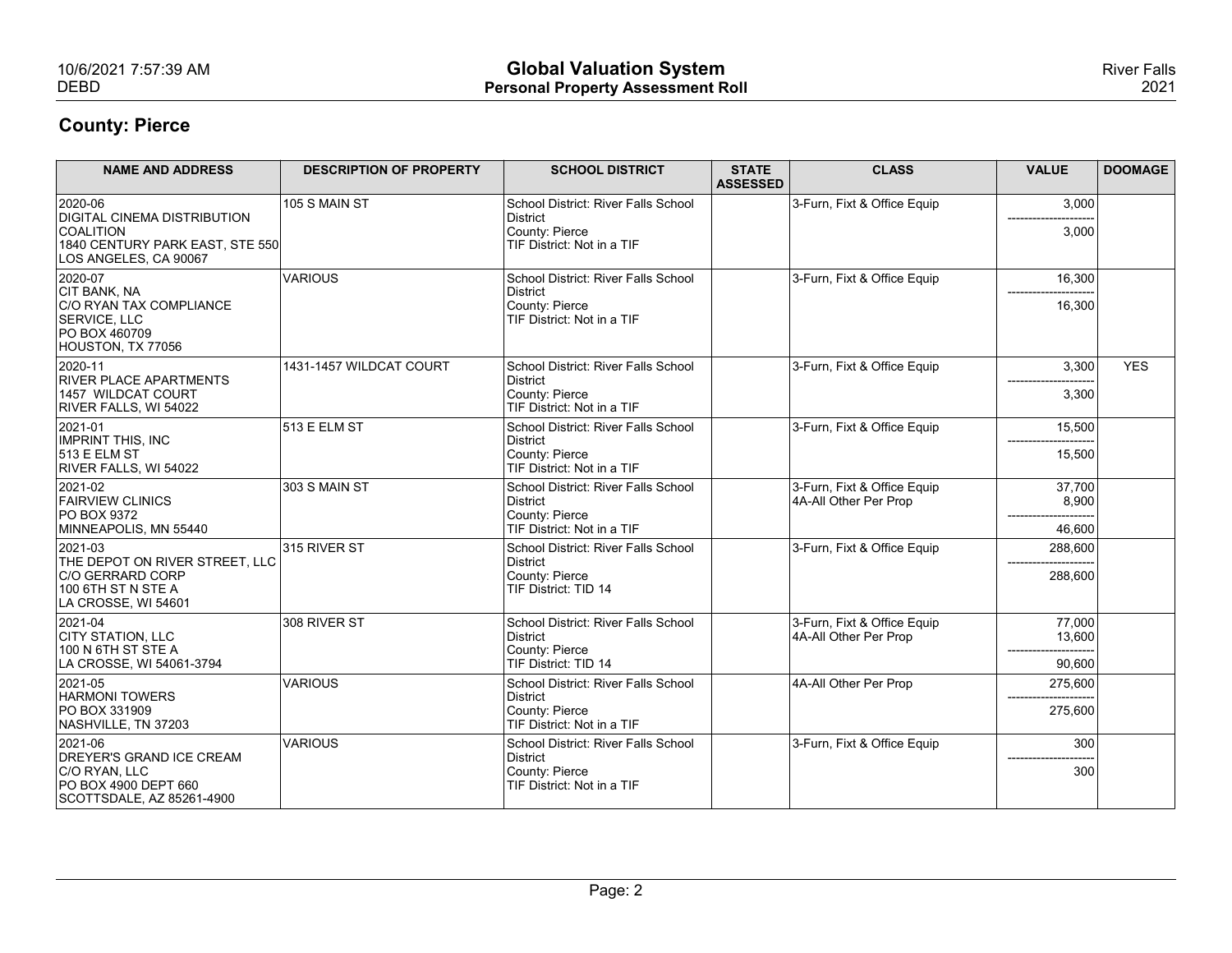## County: Pierce

| NAME AND ADDRESS | DESCRIPTION OF PROPERTY | SCHOOL DISTRICT | STATE ASSESSED | CLASS | VALUE | DOOMAGE |
|---|---|---|---|---|---|---|
| 2020-06<br>DIGITAL CINEMA DISTRIBUTION COALITION<br>1840 CENTURY PARK EAST, STE 550<br>LOS ANGELES, CA 90067 | 105 S MAIN ST | School District: River Falls School District<br>County: Pierce<br>TIF District: Not in a TIF | | 3-Furn, Fixt & Office Equip | 3,000<br>---------------------<br>3,000 | |
| 2020-07<br>CIT BANK, NA<br>C/O RYAN TAX COMPLIANCE SERVICE, LLC<br>PO BOX 460709<br>HOUSTON, TX 77056 | VARIOUS | School District: River Falls School District<br>County: Pierce<br>TIF District: Not in a TIF | | 3-Furn, Fixt & Office Equip | 16,300<br>---------------------<br>16,300 | |
| 2020-11<br>RIVER PLACE APARTMENTS<br>1457 WILDCAT COURT<br>RIVER FALLS, WI 54022 | 1431-1457 WILDCAT COURT | School District: River Falls School District<br>County: Pierce<br>TIF District: Not in a TIF | | 3-Furn, Fixt & Office Equip | 3,300<br>---------------------<br>3,300 | YES |
| 2021-01<br>IMPRINT THIS, INC<br>513 E ELM ST<br>RIVER FALLS, WI 54022 | 513 E ELM ST | School District: River Falls School District<br>County: Pierce<br>TIF District: Not in a TIF | | 3-Furn, Fixt & Office Equip | 15,500<br>---------------------<br>15,500 | |
| 2021-02<br>FAIRVIEW CLINICS<br>PO BOX 9372<br>MINNEAPOLIS, MN 55440 | 303 S MAIN ST | School District: River Falls School District<br>County: Pierce<br>TIF District: Not in a TIF | | 3-Furn, Fixt & Office Equip<br>4A-All Other Per Prop | 37,700<br>8,900<br>---------------------<br>46,600 | |
| 2021-03<br>THE DEPOT ON RIVER STREET, LLC<br>C/O GERRARD CORP<br>100 6TH ST N STE A<br>LA CROSSE, WI 54601 | 315 RIVER ST | School District: River Falls School District<br>County: Pierce<br>TIF District: TID 14 | | 3-Furn, Fixt & Office Equip | 288,600<br>---------------------<br>288,600 | |
| 2021-04<br>CITY STATION, LLC<br>100 N 6TH ST STE A<br>LA CROSSE, WI 54061-3794 | 308 RIVER ST | School District: River Falls School District<br>County: Pierce<br>TIF District: TID 14 | | 3-Furn, Fixt & Office Equip<br>4A-All Other Per Prop | 77,000<br>13,600<br>---------------------<br>90,600 | |
| 2021-05<br>HARMONI TOWERS<br>PO BOX 331909<br>NASHVILLE, TN 37203 | VARIOUS | School District: River Falls School District<br>County: Pierce<br>TIF District: Not in a TIF | | 4A-All Other Per Prop | 275,600<br>---------------------<br>275,600 | |
| 2021-06<br>DREYER'S GRAND ICE CREAM<br>C/O RYAN, LLC<br>PO BOX 4900 DEPT 660<br>SCOTTSDALE, AZ 85261-4900 | VARIOUS | School District: River Falls School District<br>County: Pierce<br>TIF District: Not in a TIF | | 3-Furn, Fixt & Office Equip | 300<br>---------------------<br>300 | |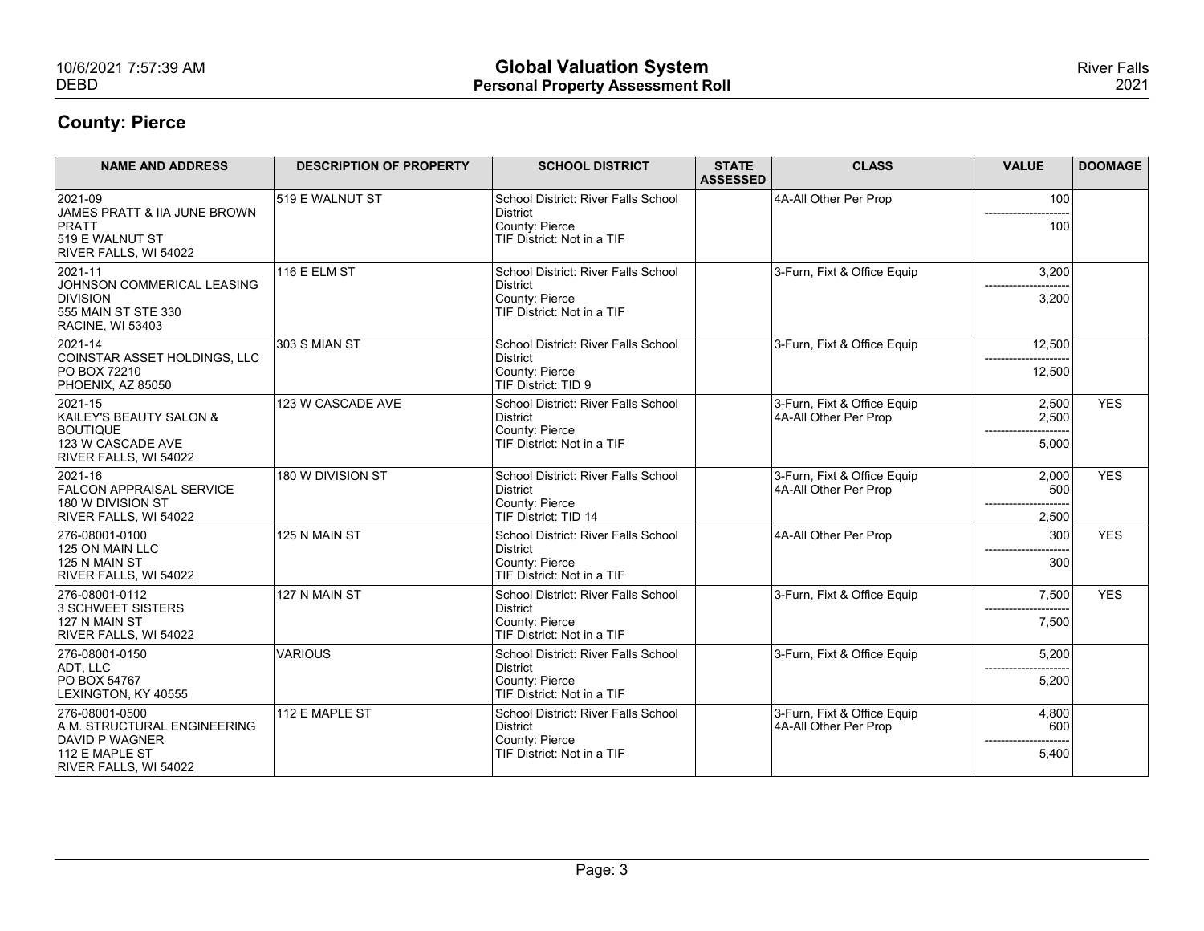## County: Pierce

| NAME AND ADDRESS | DESCRIPTION OF PROPERTY | SCHOOL DISTRICT | STATE ASSESSED | CLASS | VALUE | DOOMAGE |
|---|---|---|---|---|---|---|
| 2021-09<br>JAMES PRATT & IIA JUNE BROWN PRATT<br>519 E WALNUT ST<br>RIVER FALLS, WI 54022 | 519 E WALNUT ST | School District: River Falls School District<br>County: Pierce<br>TIF District: Not in a TIF | | 4A-All Other Per Prop | 100<br>----------<br>100 | |
| 2021-11<br>JOHNSON COMMERICAL LEASING DIVISION<br>555 MAIN ST STE 330<br>RACINE, WI 53403 | 116 E ELM ST | School District: River Falls School District<br>County: Pierce<br>TIF District: Not in a TIF | | 3-Furn, Fixt & Office Equip | 3,200<br>----------<br>3,200 | |
| 2021-14<br>COINSTAR ASSET HOLDINGS, LLC<br>PO BOX 72210<br>PHOENIX, AZ 85050 | 303 S MIAN ST | School District: River Falls School District<br>County: Pierce<br>TIF District: TID 9 | | 3-Furn, Fixt & Office Equip | 12,500<br>----------<br>12,500 | |
| 2021-15<br>KAILEY'S BEAUTY SALON & BOUTIQUE<br>123 W CASCADE AVE<br>RIVER FALLS, WI 54022 | 123 W CASCADE AVE | School District: River Falls School District<br>County: Pierce<br>TIF District: Not in a TIF | | 3-Furn, Fixt & Office Equip<br>4A-All Other Per Prop | 2,500<br>2,500<br>----------<br>5,000 | YES |
| 2021-16<br>FALCON APPRAISAL SERVICE<br>180 W DIVISION ST<br>RIVER FALLS, WI 54022 | 180 W DIVISION ST | School District: River Falls School District<br>County: Pierce<br>TIF District: TID 14 | | 3-Furn, Fixt & Office Equip<br>4A-All Other Per Prop | 2,000<br>500<br>----------<br>2,500 | YES |
| 276-08001-0100<br>125 ON MAIN LLC<br>125 N MAIN ST<br>RIVER FALLS, WI 54022 | 125 N MAIN ST | School District: River Falls School District<br>County: Pierce<br>TIF District: Not in a TIF | | 4A-All Other Per Prop | 300<br>----------<br>300 | YES |
| 276-08001-0112<br>3 SCHWEET SISTERS<br>127 N MAIN ST<br>RIVER FALLS, WI 54022 | 127 N MAIN ST | School District: River Falls School District<br>County: Pierce<br>TIF District: Not in a TIF | | 3-Furn, Fixt & Office Equip | 7,500<br>----------<br>7,500 | YES |
| 276-08001-0150<br>ADT, LLC<br>PO BOX 54767<br>LEXINGTON, KY 40555 | VARIOUS | School District: River Falls School District<br>County: Pierce<br>TIF District: Not in a TIF | | 3-Furn, Fixt & Office Equip | 5,200<br>----------<br>5,200 | |
| 276-08001-0500<br>A.M. STRUCTURAL ENGINEERING<br>DAVID P WAGNER<br>112 E MAPLE ST<br>RIVER FALLS, WI 54022 | 112 E MAPLE ST | School District: River Falls School District<br>County: Pierce<br>TIF District: Not in a TIF | | 3-Furn, Fixt & Office Equip<br>4A-All Other Per Prop | 4,800<br>600<br>----------<br>5,400 | |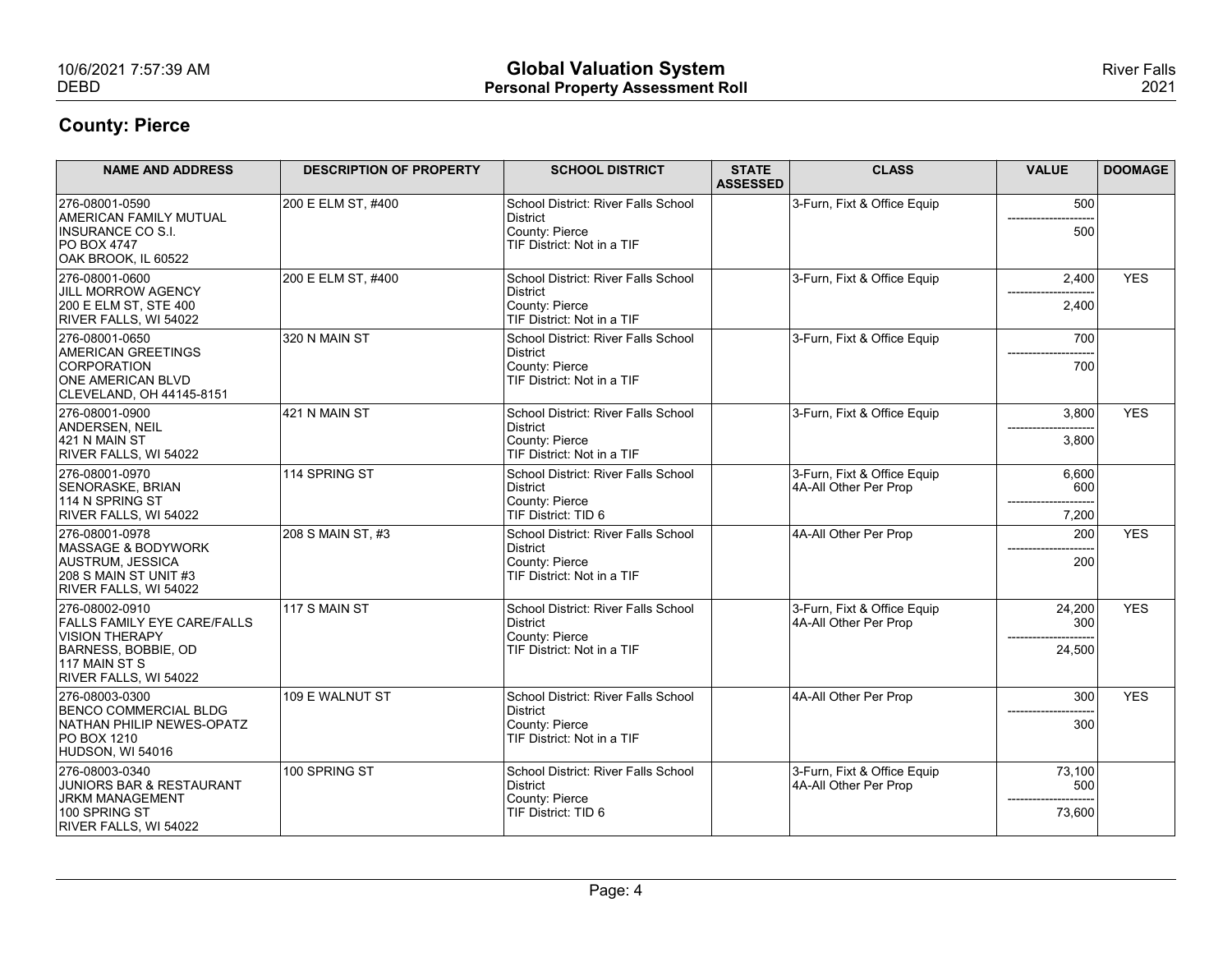## County: Pierce

| NAME AND ADDRESS | DESCRIPTION OF PROPERTY | SCHOOL DISTRICT | STATE ASSESSED | CLASS | VALUE | DOOMAGE |
|---|---|---|---|---|---|---|
| 276-08001-0590<br>AMERICAN FAMILY MUTUAL INSURANCE CO S.I.<br>PO BOX 4747<br>OAK BROOK, IL 60522 | 200 E ELM ST, #400 | School District: River Falls School District<br>County: Pierce<br>TIF District: Not in a TIF | | 3-Furn, Fixt & Office Equip | 500<br>---------------------<br>500 | |
| 276-08001-0600<br>JILL MORROW AGENCY<br>200 E ELM ST, STE 400<br>RIVER FALLS, WI 54022 | 200 E ELM ST, #400 | School District: River Falls School District<br>County: Pierce<br>TIF District: Not in a TIF | | 3-Furn, Fixt & Office Equip | 2,400<br>---------------------<br>2,400 | YES |
| 276-08001-0650<br>AMERICAN GREETINGS CORPORATION<br>ONE AMERICAN BLVD<br>CLEVELAND, OH 44145-8151 | 320 N MAIN ST | School District: River Falls School District<br>County: Pierce<br>TIF District: Not in a TIF | | 3-Furn, Fixt & Office Equip | 700<br>---------------------<br>700 | |
| 276-08001-0900<br>ANDERSEN, NEIL<br>421 N MAIN ST<br>RIVER FALLS, WI 54022 | 421 N MAIN ST | School District: River Falls School District<br>County: Pierce<br>TIF District: Not in a TIF | | 3-Furn, Fixt & Office Equip | 3,800<br>---------------------<br>3,800 | YES |
| 276-08001-0970<br>SENORASKE, BRIAN<br>114 N SPRING ST<br>RIVER FALLS, WI 54022 | 114 SPRING ST | School District: River Falls School District<br>County: Pierce<br>TIF District: TID 6 | | 3-Furn, Fixt & Office Equip<br>4A-All Other Per Prop | 6,600<br>600<br>---------------------<br>7,200 | |
| 276-08001-0978<br>MASSAGE & BODYWORK<br>AUSTRUM, JESSICA<br>208 S MAIN ST UNIT #3<br>RIVER FALLS, WI 54022 | 208 S MAIN ST, #3 | School District: River Falls School District<br>County: Pierce<br>TIF District: Not in a TIF | | 4A-All Other Per Prop | 200<br>---------------------<br>200 | YES |
| 276-08002-0910<br>FALLS FAMILY EYE CARE/FALLS VISION THERAPY<br>BARNESS, BOBBIE, OD<br>117 MAIN ST S<br>RIVER FALLS, WI 54022 | 117 S MAIN ST | School District: River Falls School District<br>County: Pierce<br>TIF District: Not in a TIF | | 3-Furn, Fixt & Office Equip<br>4A-All Other Per Prop | 24,200<br>300<br>---------------------<br>24,500 | YES |
| 276-08003-0300<br>BENCO COMMERCIAL BLDG<br>NATHAN PHILIP NEWES-OPATZ<br>PO BOX 1210<br>HUDSON, WI 54016 | 109 E WALNUT ST | School District: River Falls School District<br>County: Pierce<br>TIF District: Not in a TIF | | 4A-All Other Per Prop | 300<br>---------------------<br>300 | YES |
| 276-08003-0340<br>JUNIORS BAR & RESTAURANT<br>JRKM MANAGEMENT<br>100 SPRING ST<br>RIVER FALLS, WI 54022 | 100 SPRING ST | School District: River Falls School District<br>County: Pierce<br>TIF District: TID 6 | | 3-Furn, Fixt & Office Equip<br>4A-All Other Per Prop | 73,100<br>500<br>---------------------<br>73,600 | |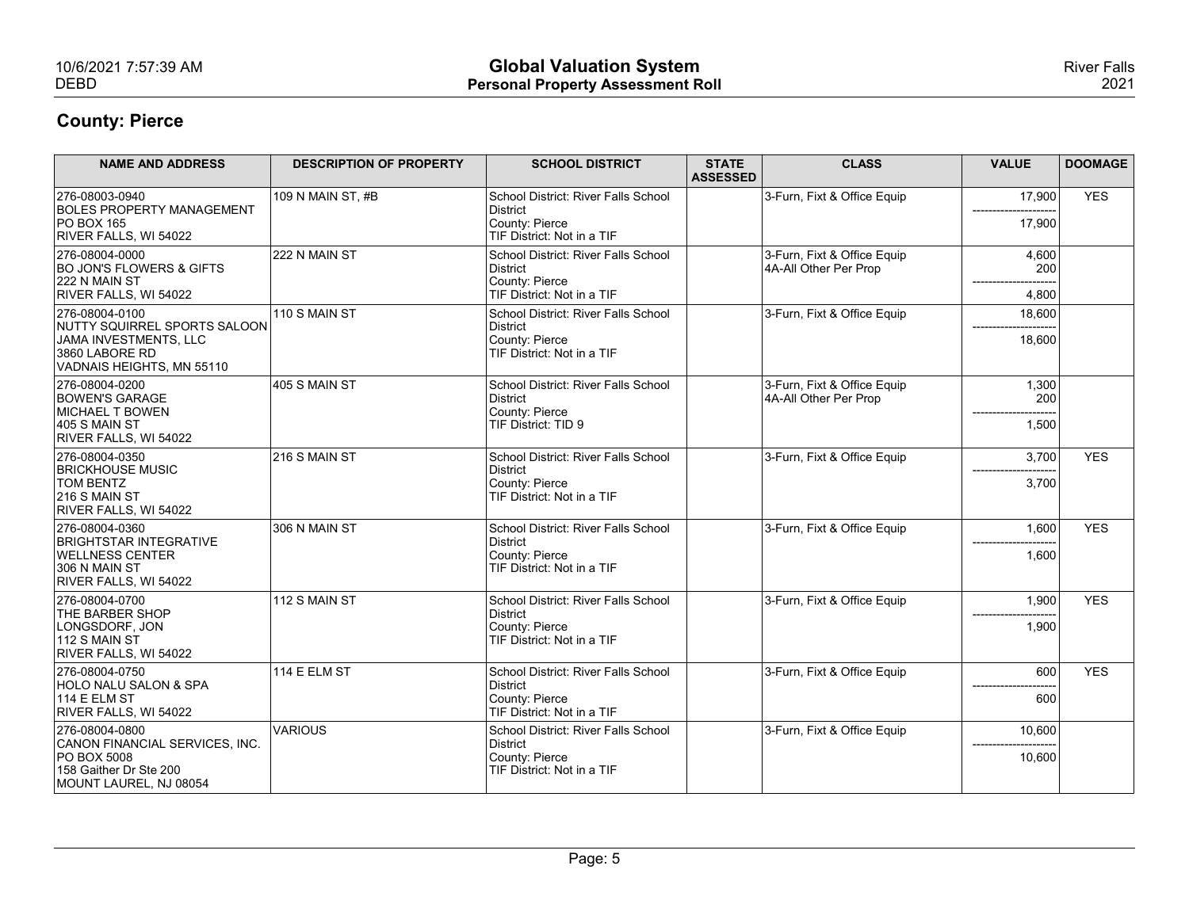## County: Pierce

| NAME AND ADDRESS | DESCRIPTION OF PROPERTY | SCHOOL DISTRICT | STATE ASSESSED | CLASS | VALUE | DOOMAGE |
|---|---|---|---|---|---|---|
| 276-08003-0940<br>BOLES PROPERTY MANAGEMENT<br>PO BOX 165<br>RIVER FALLS, WI 54022 | 109 N MAIN ST, #B | School District: River Falls School District<br>County: Pierce<br>TIF District: Not in a TIF | | 3-Furn, Fixt & Office Equip | 17,900<br>---------------------<br>17,900 | YES |
| 276-08004-0000<br>BO JON'S FLOWERS & GIFTS<br>222 N MAIN ST<br>RIVER FALLS, WI 54022 | 222 N MAIN ST | School District: River Falls School District<br>County: Pierce<br>TIF District: Not in a TIF | | 3-Furn, Fixt & Office Equip<br>4A-All Other Per Prop | 4,600<br>200<br>---------------------<br>4,800 | |
| 276-08004-0100<br>NUTTY SQUIRREL SPORTS SALOON<br>JAMA INVESTMENTS, LLC<br>3860 LABORE RD<br>VADNAIS HEIGHTS, MN 55110 | 110 S MAIN ST | School District: River Falls School District<br>County: Pierce<br>TIF District: Not in a TIF | | 3-Furn, Fixt & Office Equip | 18,600<br>---------------------<br>18,600 | |
| 276-08004-0200<br>BOWEN'S GARAGE<br>MICHAEL T BOWEN<br>405 S MAIN ST<br>RIVER FALLS, WI 54022 | 405 S MAIN ST | School District: River Falls School District<br>County: Pierce<br>TIF District: TID 9 | | 3-Furn, Fixt & Office Equip<br>4A-All Other Per Prop | 1,300<br>200<br>---------------------<br>1,500 | |
| 276-08004-0350<br>BRICKHOUSE MUSIC<br>TOM BENTZ<br>216 S MAIN ST<br>RIVER FALLS, WI 54022 | 216 S MAIN ST | School District: River Falls School District<br>County: Pierce<br>TIF District: Not in a TIF | | 3-Furn, Fixt & Office Equip | 3,700<br>---------------------<br>3,700 | YES |
| 276-08004-0360<br>BRIGHTSTAR INTEGRATIVE WELLNESS CENTER<br>306 N MAIN ST<br>RIVER FALLS, WI 54022 | 306 N MAIN ST | School District: River Falls School District<br>County: Pierce<br>TIF District: Not in a TIF | | 3-Furn, Fixt & Office Equip | 1,600<br>---------------------<br>1,600 | YES |
| 276-08004-0700<br>THE BARBER SHOP<br>LONGSDORF, JON<br>112 S MAIN ST<br>RIVER FALLS, WI 54022 | 112 S MAIN ST | School District: River Falls School District<br>County: Pierce<br>TIF District: Not in a TIF | | 3-Furn, Fixt & Office Equip | 1,900<br>---------------------<br>1,900 | YES |
| 276-08004-0750<br>HOLO NALU SALON & SPA<br>114 E ELM ST<br>RIVER FALLS, WI 54022 | 114 E ELM ST | School District: River Falls School District<br>County: Pierce<br>TIF District: Not in a TIF | | 3-Furn, Fixt & Office Equip | 600<br>---------------------<br>600 | YES |
| 276-08004-0800<br>CANON FINANCIAL SERVICES, INC.<br>PO BOX 5008<br>158 Gaither Dr Ste 200<br>MOUNT LAUREL, NJ 08054 | VARIOUS | School District: River Falls School District<br>County: Pierce<br>TIF District: Not in a TIF | | 3-Furn, Fixt & Office Equip | 10,600<br>---------------------<br>10,600 | |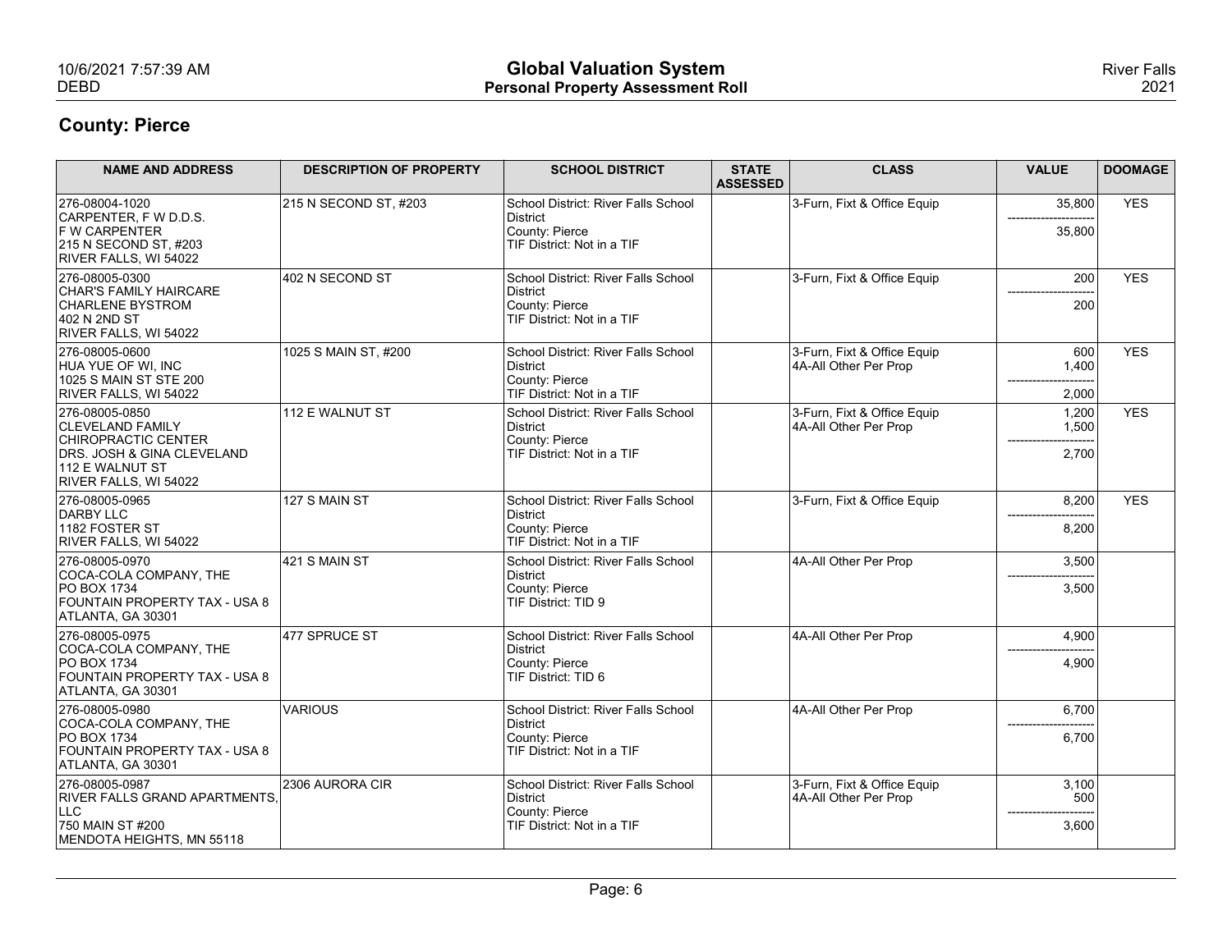## County: Pierce

| NAME AND ADDRESS | DESCRIPTION OF PROPERTY | SCHOOL DISTRICT | STATE ASSESSED | CLASS | VALUE | DOOMAGE |
|---|---|---|---|---|---|---|
| 276-08004-1020<br>CARPENTER, F W D.D.S.<br>F W CARPENTER<br>215 N SECOND ST, #203<br>RIVER FALLS, WI 54022 | 215 N SECOND ST, #203 | School District: River Falls School District<br>County: Pierce<br>TIF District: Not in a TIF | | 3-Furn, Fixt & Office Equip | 35,800<br>---------------------<br>35,800 | YES |
| 276-08005-0300<br>CHAR'S FAMILY HAIRCARE<br>CHARLENE BYSTROM<br>402 N 2ND ST<br>RIVER FALLS, WI 54022 | 402 N SECOND ST | School District: River Falls School District<br>County: Pierce<br>TIF District: Not in a TIF | | 3-Furn, Fixt & Office Equip | 200<br>---------------------<br>200 | YES |
| 276-08005-0600<br>HUA YUE OF WI, INC<br>1025 S MAIN ST STE 200<br>RIVER FALLS, WI 54022 | 1025 S MAIN ST, #200 | School District: River Falls School District<br>County: Pierce<br>TIF District: Not in a TIF | | 3-Furn, Fixt & Office Equip<br>4A-All Other Per Prop | 600<br>1,400<br>---------------------<br>2,000 | YES |
| 276-08005-0850<br>CLEVELAND FAMILY CHIROPRACTIC CENTER<br>DRS. JOSH & GINA CLEVELAND<br>112 E WALNUT ST<br>RIVER FALLS, WI 54022 | 112 E WALNUT ST | School District: River Falls School District<br>County: Pierce<br>TIF District: Not in a TIF | | 3-Furn, Fixt & Office Equip<br>4A-All Other Per Prop | 1,200<br>1,500<br>---------------------<br>2,700 | YES |
| 276-08005-0965<br>DARBY LLC<br>1182 FOSTER ST<br>RIVER FALLS, WI 54022 | 127 S MAIN ST | School District: River Falls School District<br>County: Pierce<br>TIF District: Not in a TIF | | 3-Furn, Fixt & Office Equip | 8,200<br>---------------------<br>8,200 | YES |
| 276-08005-0970<br>COCA-COLA COMPANY, THE<br>PO BOX 1734<br>FOUNTAIN PROPERTY TAX - USA 8<br>ATLANTA, GA 30301 | 421 S MAIN ST | School District: River Falls School District<br>County: Pierce<br>TIF District: TID 9 | | 4A-All Other Per Prop | 3,500<br>---------------------<br>3,500 | |
| 276-08005-0975<br>COCA-COLA COMPANY, THE<br>PO BOX 1734<br>FOUNTAIN PROPERTY TAX - USA 8<br>ATLANTA, GA 30301 | 477 SPRUCE ST | School District: River Falls School District<br>County: Pierce<br>TIF District: TID 6 | | 4A-All Other Per Prop | 4,900<br>---------------------<br>4,900 | |
| 276-08005-0980<br>COCA-COLA COMPANY, THE<br>PO BOX 1734<br>FOUNTAIN PROPERTY TAX - USA 8<br>ATLANTA, GA 30301 | VARIOUS | School District: River Falls School District<br>County: Pierce<br>TIF District: Not in a TIF | | 4A-All Other Per Prop | 6,700<br>---------------------<br>6,700 | |
| 276-08005-0987<br>RIVER FALLS GRAND APARTMENTS, LLC<br>750 MAIN ST #200<br>MENDOTA HEIGHTS, MN 55118 | 2306 AURORA CIR | School District: River Falls School District<br>County: Pierce<br>TIF District: Not in a TIF | | 3-Furn, Fixt & Office Equip<br>4A-All Other Per Prop | 3,100<br>500<br>---------------------<br>3,600 | |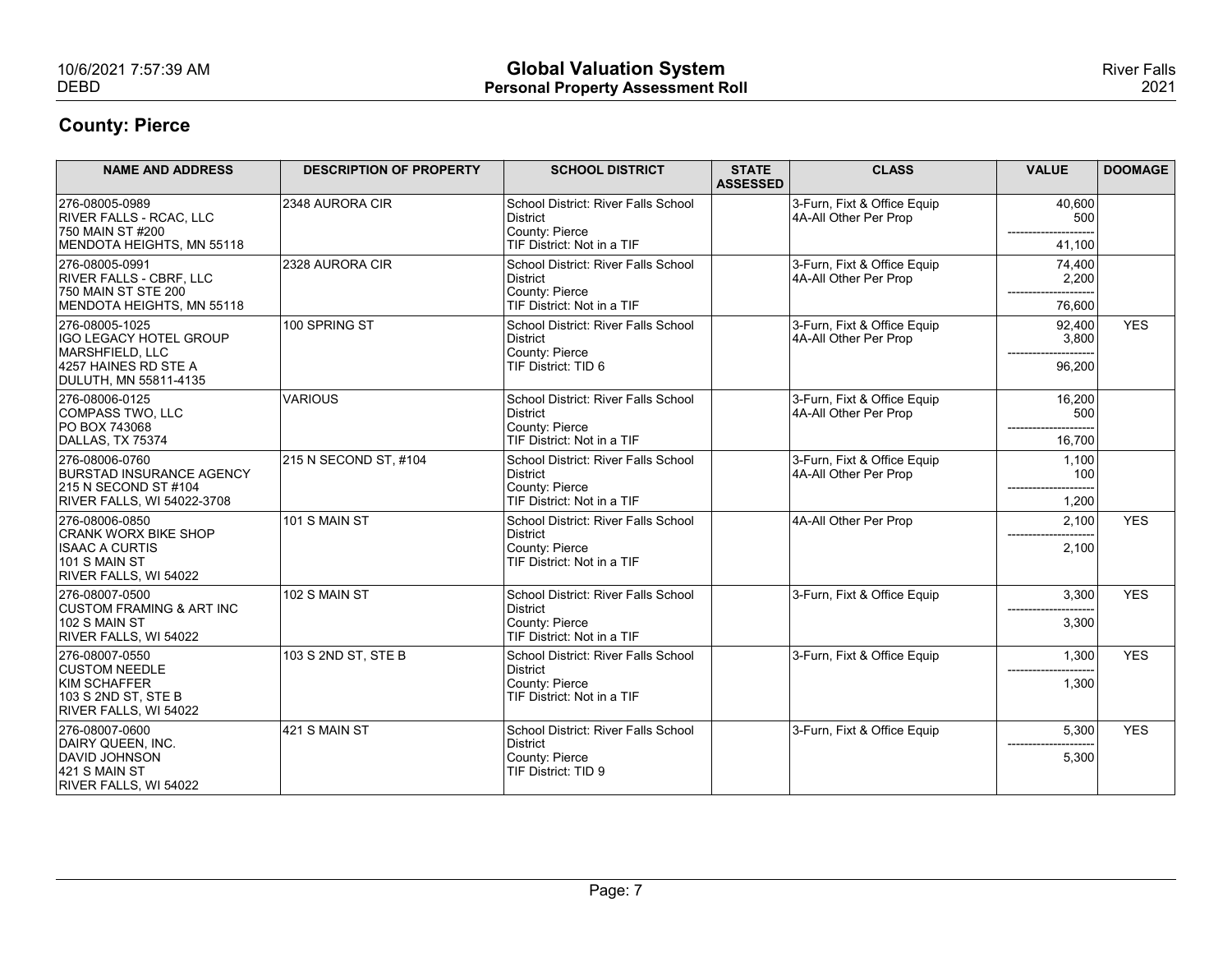## County: Pierce

| NAME AND ADDRESS | DESCRIPTION OF PROPERTY | SCHOOL DISTRICT | STATE ASSESSED | CLASS | VALUE | DOOMAGE |
|---|---|---|---|---|---|---|
| 276-08005-0989<br>RIVER FALLS - RCAC, LLC<br>750 MAIN ST #200<br>MENDOTA HEIGHTS, MN 55118 | 2348 AURORA CIR | School District: River Falls School District<br>County: Pierce<br>TIF District: Not in a TIF | | 3-Furn, Fixt & Office Equip<br>4A-All Other Per Prop | 40,600<br>500<br>---------------------<br>41,100 | |
| 276-08005-0991<br>RIVER FALLS - CBRF, LLC<br>750 MAIN ST STE 200<br>MENDOTA HEIGHTS, MN 55118 | 2328 AURORA CIR | School District: River Falls School District<br>County: Pierce<br>TIF District: Not in a TIF | | 3-Furn, Fixt & Office Equip<br>4A-All Other Per Prop | 74,400<br>2,200<br>---------------------<br>76,600 | |
| 276-08005-1025<br>IGO LEGACY HOTEL GROUP MARSHFIELD, LLC<br>4257 HAINES RD STE A<br>DULUTH, MN 55811-4135 | 100 SPRING ST | School District: River Falls School District<br>County: Pierce<br>TIF District: TID 6 | | 3-Furn, Fixt & Office Equip<br>4A-All Other Per Prop | 92,400<br>3,800<br>---------------------<br>96,200 | YES |
| 276-08006-0125<br>COMPASS TWO, LLC<br>PO BOX 743068<br>DALLAS, TX 75374 | VARIOUS | School District: River Falls School District<br>County: Pierce<br>TIF District: Not in a TIF | | 3-Furn, Fixt & Office Equip<br>4A-All Other Per Prop | 16,200<br>500<br>---------------------<br>16,700 | |
| 276-08006-0760<br>BURSTAD INSURANCE AGENCY<br>215 N SECOND ST #104<br>RIVER FALLS, WI 54022-3708 | 215 N SECOND ST, #104 | School District: River Falls School District<br>County: Pierce<br>TIF District: Not in a TIF | | 3-Furn, Fixt & Office Equip<br>4A-All Other Per Prop | 1,100<br>100<br>---------------------<br>1,200 | |
| 276-08006-0850<br>CRANK WORX BIKE SHOP<br>ISAAC A CURTIS<br>101 S MAIN ST<br>RIVER FALLS, WI 54022 | 101 S MAIN ST | School District: River Falls School District<br>County: Pierce<br>TIF District: Not in a TIF | | 4A-All Other Per Prop | 2,100<br>---------------------<br>2,100 | YES |
| 276-08007-0500<br>CUSTOM FRAMING & ART INC<br>102 S MAIN ST<br>RIVER FALLS, WI 54022 | 102 S MAIN ST | School District: River Falls School District<br>County: Pierce<br>TIF District: Not in a TIF | | 3-Furn, Fixt & Office Equip | 3,300<br>---------------------<br>3,300 | YES |
| 276-08007-0550<br>CUSTOM NEEDLE<br>KIM SCHAFFER<br>103 S 2ND ST, STE B<br>RIVER FALLS, WI 54022 | 103 S 2ND ST, STE B | School District: River Falls School District<br>County: Pierce<br>TIF District: Not in a TIF | | 3-Furn, Fixt & Office Equip | 1,300<br>---------------------<br>1,300 | YES |
| 276-08007-0600<br>DAIRY QUEEN, INC.<br>DAVID JOHNSON<br>421 S MAIN ST<br>RIVER FALLS, WI 54022 | 421 S MAIN ST | School District: River Falls School District<br>County: Pierce<br>TIF District: TID 9 | | 3-Furn, Fixt & Office Equip | 5,300<br>---------------------<br>5,300 | YES |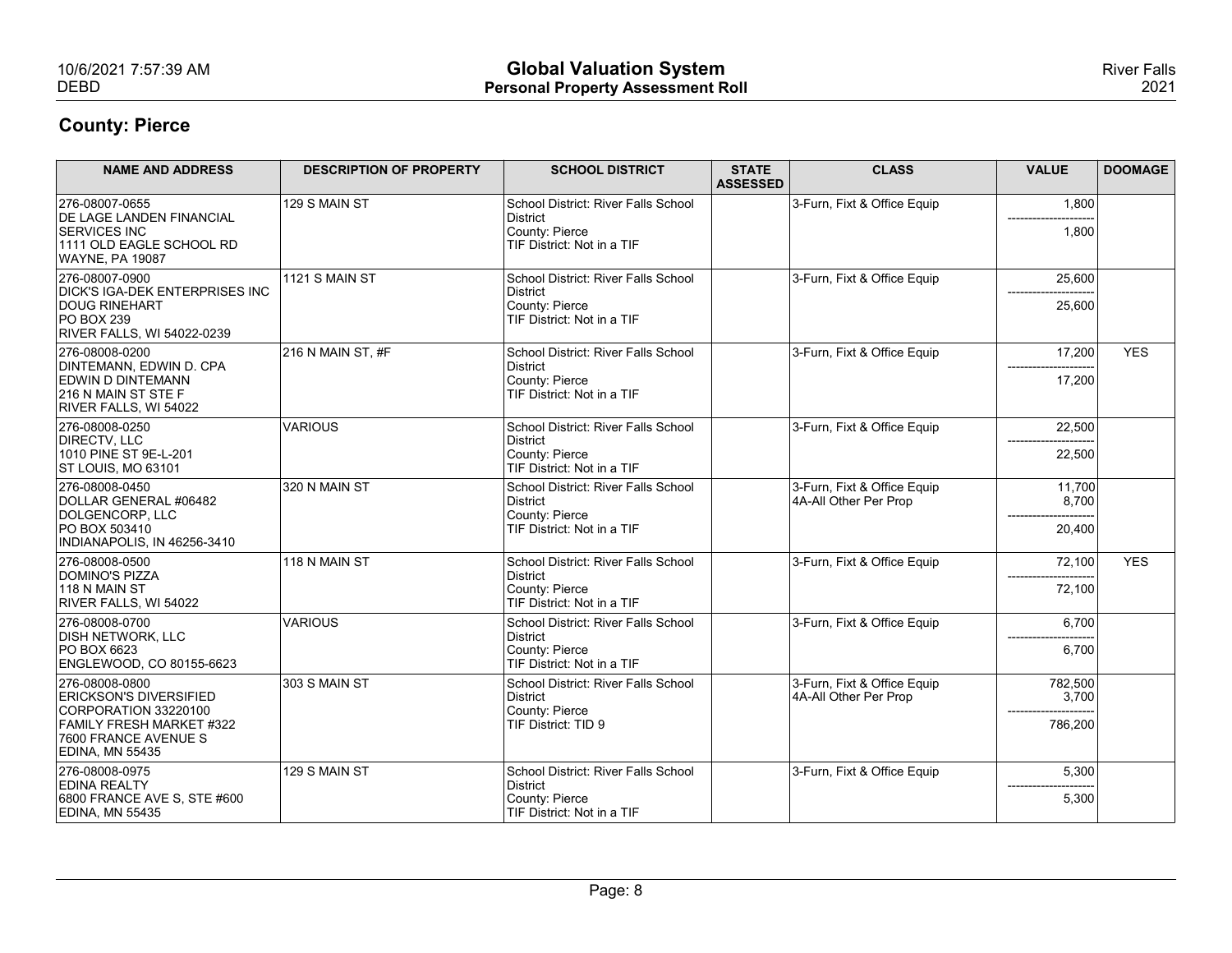## County: Pierce

| NAME AND ADDRESS | DESCRIPTION OF PROPERTY | SCHOOL DISTRICT | STATE ASSESSED | CLASS | VALUE | DOOMAGE |
|---|---|---|---|---|---|---|
| 276-08007-0655<br>DE LAGE LANDEN FINANCIAL SERVICES INC<br>1111 OLD EAGLE SCHOOL RD<br>WAYNE, PA 19087 | 129 S MAIN ST | School District: River Falls School District<br>County: Pierce<br>TIF District: Not in a TIF | | 3-Furn, Fixt & Office Equip | 1,800<br>---------------------<br>1,800 | |
| 276-08007-0900<br>DICK'S IGA-DEK ENTERPRISES INC<br>DOUG RINEHART<br>PO BOX 239<br>RIVER FALLS, WI 54022-0239 | 1121 S MAIN ST | School District: River Falls School District<br>County: Pierce<br>TIF District: Not in a TIF | | 3-Furn, Fixt & Office Equip | 25,600<br>---------------------<br>25,600 | |
| 276-08008-0200<br>DINTEMANN, EDWIN D. CPA<br>EDWIN D DINTEMANN<br>216 N MAIN ST STE F<br>RIVER FALLS, WI 54022 | 216 N MAIN ST, #F | School District: River Falls School District<br>County: Pierce<br>TIF District: Not in a TIF | | 3-Furn, Fixt & Office Equip | 17,200<br>---------------------<br>17,200 | YES |
| 276-08008-0250<br>DIRECTV, LLC<br>1010 PINE ST 9E-L-201<br>ST LOUIS, MO 63101 | VARIOUS | School District: River Falls School District<br>County: Pierce<br>TIF District: Not in a TIF | | 3-Furn, Fixt & Office Equip | 22,500<br>---------------------<br>22,500 | |
| 276-08008-0450<br>DOLLAR GENERAL #06482<br>DOLGENCORP, LLC<br>PO BOX 503410<br>INDIANAPOLIS, IN 46256-3410 | 320 N MAIN ST | School District: River Falls School District<br>County: Pierce<br>TIF District: Not in a TIF | | 3-Furn, Fixt & Office Equip<br>4A-All Other Per Prop | 11,700<br>8,700<br>---------------------<br>20,400 | |
| 276-08008-0500<br>DOMINO'S PIZZA<br>118 N MAIN ST<br>RIVER FALLS, WI 54022 | 118 N MAIN ST | School District: River Falls School District<br>County: Pierce<br>TIF District: Not in a TIF | | 3-Furn, Fixt & Office Equip | 72,100<br>---------------------<br>72,100 | YES |
| 276-08008-0700<br>DISH NETWORK, LLC<br>PO BOX 6623<br>ENGLEWOOD, CO 80155-6623 | VARIOUS | School District: River Falls School District<br>County: Pierce<br>TIF District: Not in a TIF | | 3-Furn, Fixt & Office Equip | 6,700<br>---------------------<br>6,700 | |
| 276-08008-0800<br>ERICKSON'S DIVERSIFIED CORPORATION 33220100<br>FAMILY FRESH MARKET #322<br>7600 FRANCE AVENUE S<br>EDINA, MN 55435 | 303 S MAIN ST | School District: River Falls School District<br>County: Pierce<br>TIF District: TID 9 | | 3-Furn, Fixt & Office Equip<br>4A-All Other Per Prop | 782,500<br>3,700<br>---------------------<br>786,200 | |
| 276-08008-0975<br>EDINA REALTY<br>6800 FRANCE AVE S, STE #600<br>EDINA, MN 55435 | 129 S MAIN ST | School District: River Falls School District<br>County: Pierce<br>TIF District: Not in a TIF | | 3-Furn, Fixt & Office Equip | 5,300<br>---------------------<br>5,300 | |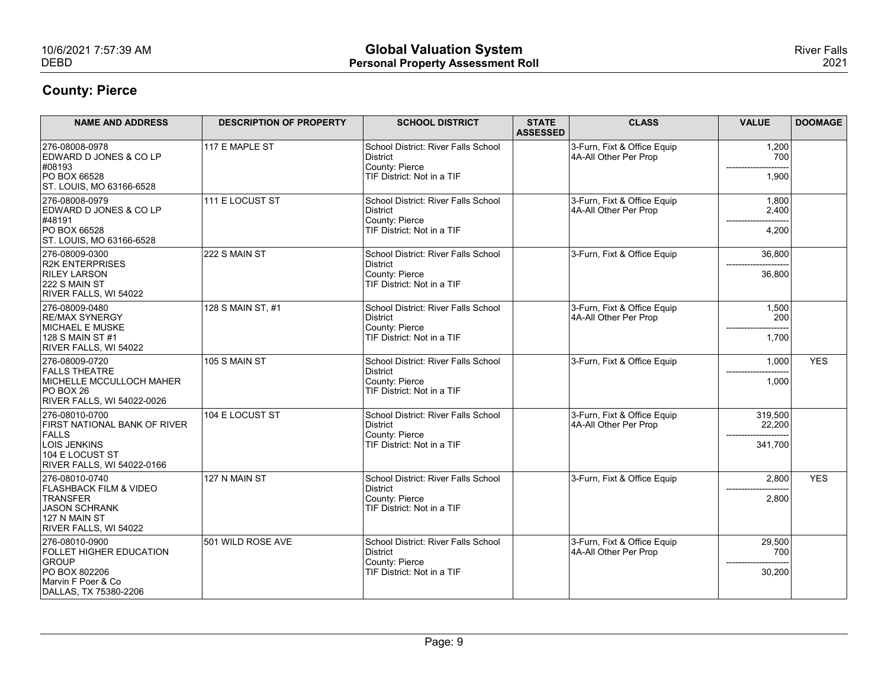## County: Pierce

| NAME AND ADDRESS | DESCRIPTION OF PROPERTY | SCHOOL DISTRICT | STATE ASSESSED | CLASS | VALUE | DOOMAGE |
|---|---|---|---|---|---|---|
| 276-08008-0978<br>EDWARD D JONES & CO LP<br>#08193<br>PO BOX 66528<br>ST. LOUIS, MO 63166-6528 | 117 E MAPLE ST | School District: River Falls School District<br>County: Pierce<br>TIF District: Not in a TIF | | 3-Furn, Fixt & Office Equip<br>4A-All Other Per Prop | 1,200<br>700<br>---------------------<br>1,900 | |
| 276-08008-0979<br>EDWARD D JONES & CO LP<br>#48191<br>PO BOX 66528<br>ST. LOUIS, MO 63166-6528 | 111 E LOCUST ST | School District: River Falls School District<br>County: Pierce<br>TIF District: Not in a TIF | | 3-Furn, Fixt & Office Equip<br>4A-All Other Per Prop | 1,800<br>2,400<br>---------------------<br>4,200 | |
| 276-08009-0300<br>R2K ENTERPRISES<br>RILEY LARSON<br>222 S MAIN ST<br>RIVER FALLS, WI 54022 | 222 S MAIN ST | School District: River Falls School District<br>County: Pierce<br>TIF District: Not in a TIF | | 3-Furn, Fixt & Office Equip | 36,800<br>---------------------<br>36,800 | |
| 276-08009-0480<br>RE/MAX SYNERGY<br>MICHAEL E MUSKE<br>128 S MAIN ST #1<br>RIVER FALLS, WI 54022 | 128 S MAIN ST, #1 | School District: River Falls School District<br>County: Pierce<br>TIF District: Not in a TIF | | 3-Furn, Fixt & Office Equip<br>4A-All Other Per Prop | 1,500<br>200<br>---------------------<br>1,700 | |
| 276-08009-0720<br>FALLS THEATRE<br>MICHELLE MCCULLOCH MAHER<br>PO BOX 26<br>RIVER FALLS, WI 54022-0026 | 105 S MAIN ST | School District: River Falls School District<br>County: Pierce<br>TIF District: Not in a TIF | | 3-Furn, Fixt & Office Equip | 1,000<br>---------------------<br>1,000 | YES |
| 276-08010-0700<br>FIRST NATIONAL BANK OF RIVER FALLS<br>LOIS JENKINS<br>104 E LOCUST ST<br>RIVER FALLS, WI 54022-0166 | 104 E LOCUST ST | School District: River Falls School District<br>County: Pierce<br>TIF District: Not in a TIF | | 3-Furn, Fixt & Office Equip<br>4A-All Other Per Prop | 319,500<br>22,200<br>---------------------<br>341,700 | |
| 276-08010-0740<br>FLASHBACK FILM & VIDEO TRANSFER<br>JASON SCHRANK<br>127 N MAIN ST<br>RIVER FALLS, WI 54022 | 127 N MAIN ST | School District: River Falls School District<br>County: Pierce<br>TIF District: Not in a TIF | | 3-Furn, Fixt & Office Equip | 2,800<br>---------------------<br>2,800 | YES |
| 276-08010-0900<br>FOLLET HIGHER EDUCATION GROUP<br>PO BOX 802206<br>Marvin F Poer & Co<br>DALLAS, TX 75380-2206 | 501 WILD ROSE AVE | School District: River Falls School District<br>County: Pierce<br>TIF District: Not in a TIF | | 3-Furn, Fixt & Office Equip<br>4A-All Other Per Prop | 29,500<br>700<br>---------------------<br>30,200 | |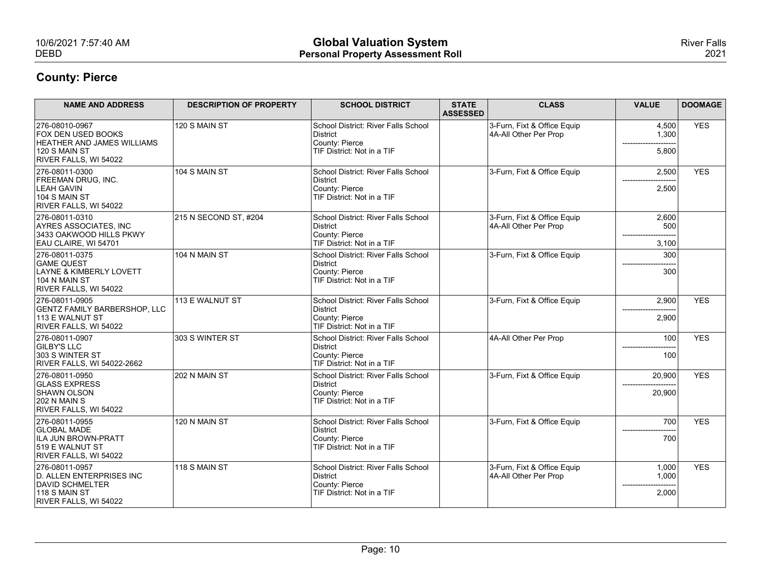## County: Pierce

| NAME AND ADDRESS | DESCRIPTION OF PROPERTY | SCHOOL DISTRICT | STATE ASSESSED | CLASS | VALUE | DOOMAGE |
|---|---|---|---|---|---|---|
| 276-08010-0967<br>FOX DEN USED BOOKS<br>HEATHER AND JAMES WILLIAMS<br>120 S MAIN ST<br>RIVER FALLS, WI 54022 | 120 S MAIN ST | School District: River Falls School District<br>County: Pierce<br>TIF District: Not in a TIF | | 3-Furn, Fixt & Office Equip<br>4A-All Other Per Prop | 4,500<br>1,300<br>--------------------<br>5,800 | YES |
| 276-08011-0300<br>FREEMAN DRUG, INC.<br>LEAH GAVIN<br>104 S MAIN ST<br>RIVER FALLS, WI 54022 | 104 S MAIN ST | School District: River Falls School District<br>County: Pierce<br>TIF District: Not in a TIF | | 3-Furn, Fixt & Office Equip | 2,500<br>--------------------<br>2,500 | YES |
| 276-08011-0310<br>AYRES ASSOCIATES, INC<br>3433 OAKWOOD HILLS PKWY<br>EAU CLAIRE, WI 54701 | 215 N SECOND ST, #204 | School District: River Falls School District<br>County: Pierce<br>TIF District: Not in a TIF | | 3-Furn, Fixt & Office Equip<br>4A-All Other Per Prop | 2,600<br>500<br>--------------------<br>3,100 | |
| 276-08011-0375<br>GAME QUEST<br>LAYNE & KIMBERLY LOVETT<br>104 N MAIN ST<br>RIVER FALLS, WI 54022 | 104 N MAIN ST | School District: River Falls School District<br>County: Pierce<br>TIF District: Not in a TIF | | 3-Furn, Fixt & Office Equip | 300<br>--------------------<br>300 | |
| 276-08011-0905<br>GENTZ FAMILY BARBERSHOP, LLC<br>113 E WALNUT ST<br>RIVER FALLS, WI 54022 | 113 E WALNUT ST | School District: River Falls School District<br>County: Pierce<br>TIF District: Not in a TIF | | 3-Furn, Fixt & Office Equip | 2,900<br>--------------------<br>2,900 | YES |
| 276-08011-0907<br>GILBY'S LLC<br>303 S WINTER ST<br>RIVER FALLS, WI 54022-2662 | 303 S WINTER ST | School District: River Falls School District<br>County: Pierce<br>TIF District: Not in a TIF | | 4A-All Other Per Prop | 100<br>--------------------<br>100 | YES |
| 276-08011-0950<br>GLASS EXPRESS<br>SHAWN OLSON<br>202 N MAIN S<br>RIVER FALLS, WI 54022 | 202 N MAIN ST | School District: River Falls School District<br>County: Pierce<br>TIF District: Not in a TIF | | 3-Furn, Fixt & Office Equip | 20,900<br>--------------------<br>20,900 | YES |
| 276-08011-0955<br>GLOBAL MADE<br>ILA JUN BROWN-PRATT<br>519 E WALNUT ST<br>RIVER FALLS, WI 54022 | 120 N MAIN ST | School District: River Falls School District<br>County: Pierce<br>TIF District: Not in a TIF | | 3-Furn, Fixt & Office Equip | 700<br>--------------------<br>700 | YES |
| 276-08011-0957<br>D. ALLEN ENTERPRISES INC<br>DAVID SCHMELTER<br>118 S MAIN ST<br>RIVER FALLS, WI 54022 | 118 S MAIN ST | School District: River Falls School District<br>County: Pierce<br>TIF District: Not in a TIF | | 3-Furn, Fixt & Office Equip<br>4A-All Other Per Prop | 1,000<br>1,000<br>--------------------<br>2,000 | YES |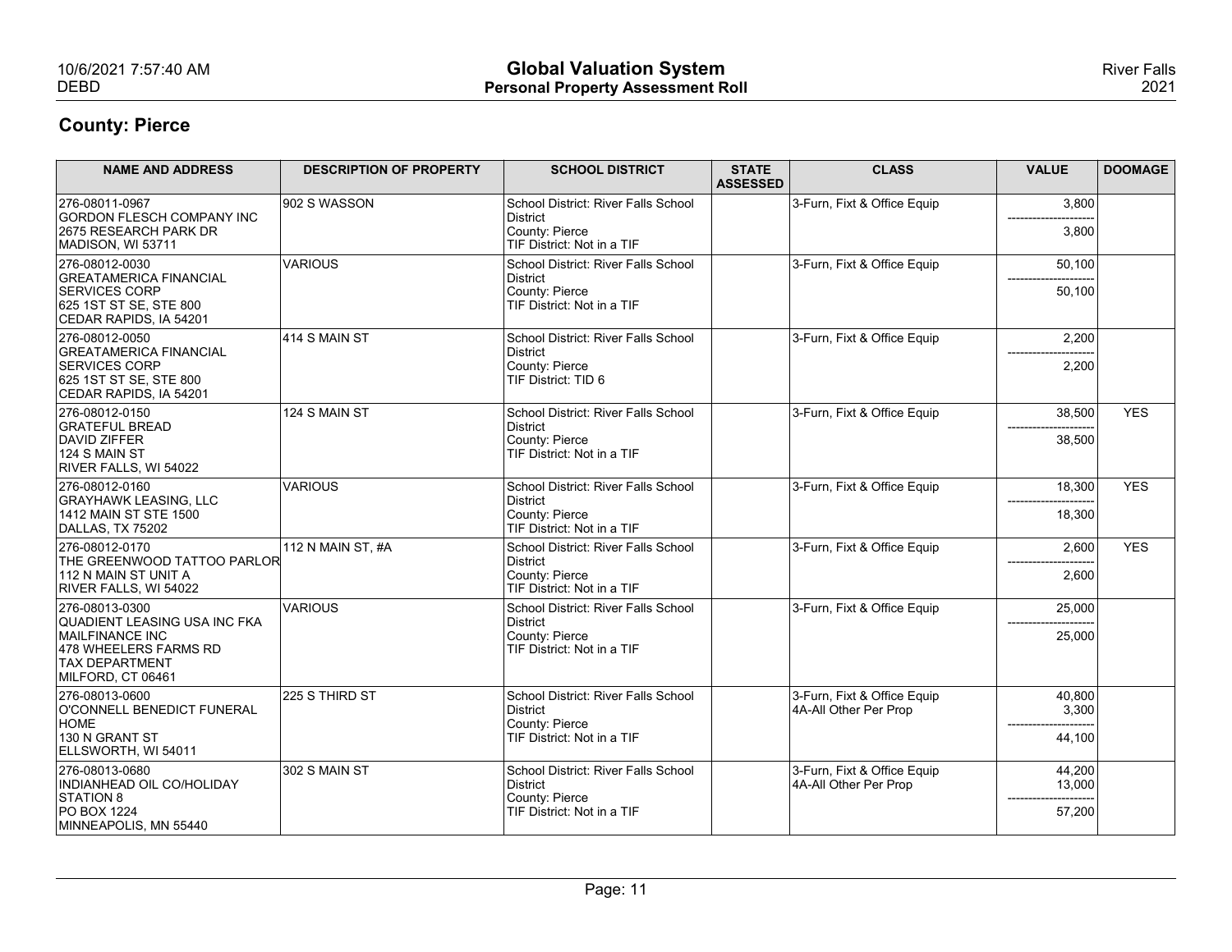## County: Pierce

| NAME AND ADDRESS | DESCRIPTION OF PROPERTY | SCHOOL DISTRICT | STATE ASSESSED | CLASS | VALUE | DOOMAGE |
|---|---|---|---|---|---|---|
| 276-08011-0967<br>GORDON FLESCH COMPANY INC<br>2675 RESEARCH PARK DR<br>MADISON, WI 53711 | 902 S WASSON | School District: River Falls School District<br>County: Pierce<br>TIF District: Not in a TIF | | 3-Furn, Fixt & Office Equip | 3,800<br>---------------------<br>3,800 | |
| 276-08012-0030<br>GREATAMERICA FINANCIAL SERVICES CORP<br>625 1ST ST SE, STE 800<br>CEDAR RAPIDS, IA 54201 | VARIOUS | School District: River Falls School District<br>County: Pierce<br>TIF District: Not in a TIF | | 3-Furn, Fixt & Office Equip | 50,100<br>---------------------<br>50,100 | |
| 276-08012-0050<br>GREATAMERICA FINANCIAL SERVICES CORP<br>625 1ST ST SE, STE 800<br>CEDAR RAPIDS, IA 54201 | 414 S MAIN ST | School District: River Falls School District<br>County: Pierce<br>TIF District: TID 6 | | 3-Furn, Fixt & Office Equip | 2,200<br>---------------------<br>2,200 | |
| 276-08012-0150<br>GRATEFUL BREAD<br>DAVID ZIFFER<br>124 S MAIN ST<br>RIVER FALLS, WI 54022 | 124 S MAIN ST | School District: River Falls School District<br>County: Pierce<br>TIF District: Not in a TIF | | 3-Furn, Fixt & Office Equip | 38,500<br>---------------------<br>38,500 | YES |
| 276-08012-0160<br>GRAYHAWK LEASING, LLC<br>1412 MAIN ST STE 1500<br>DALLAS, TX 75202 | VARIOUS | School District: River Falls School District<br>County: Pierce<br>TIF District: Not in a TIF | | 3-Furn, Fixt & Office Equip | 18,300<br>---------------------<br>18,300 | YES |
| 276-08012-0170<br>THE GREENWOOD TATTOO PARLOR<br>112 N MAIN ST UNIT A<br>RIVER FALLS, WI 54022 | 112 N MAIN ST, #A | School District: River Falls School District<br>County: Pierce<br>TIF District: Not in a TIF | | 3-Furn, Fixt & Office Equip | 2,600<br>---------------------<br>2,600 | YES |
| 276-08013-0300<br>QUADIENT LEASING USA INC FKA MAILFINANCE INC<br>478 WHEELERS FARMS RD<br>TAX DEPARTMENT<br>MILFORD, CT 06461 | VARIOUS | School District: River Falls School District<br>County: Pierce<br>TIF District: Not in a TIF | | 3-Furn, Fixt & Office Equip | 25,000<br>---------------------<br>25,000 | |
| 276-08013-0600<br>O'CONNELL BENEDICT FUNERAL HOME<br>130 N GRANT ST<br>ELLSWORTH, WI 54011 | 225 S THIRD ST | School District: River Falls School District<br>County: Pierce<br>TIF District: Not in a TIF | | 3-Furn, Fixt & Office Equip<br>4A-All Other Per Prop | 40,800<br>3,300<br>---------------------<br>44,100 | |
| 276-08013-0680<br>INDIANHEAD OIL CO/HOLIDAY STATION 8<br>PO BOX 1224<br>MINNEAPOLIS, MN 55440 | 302 S MAIN ST | School District: River Falls School District<br>County: Pierce<br>TIF District: Not in a TIF | | 3-Furn, Fixt & Office Equip<br>4A-All Other Per Prop | 44,200<br>13,000<br>---------------------<br>57,200 | |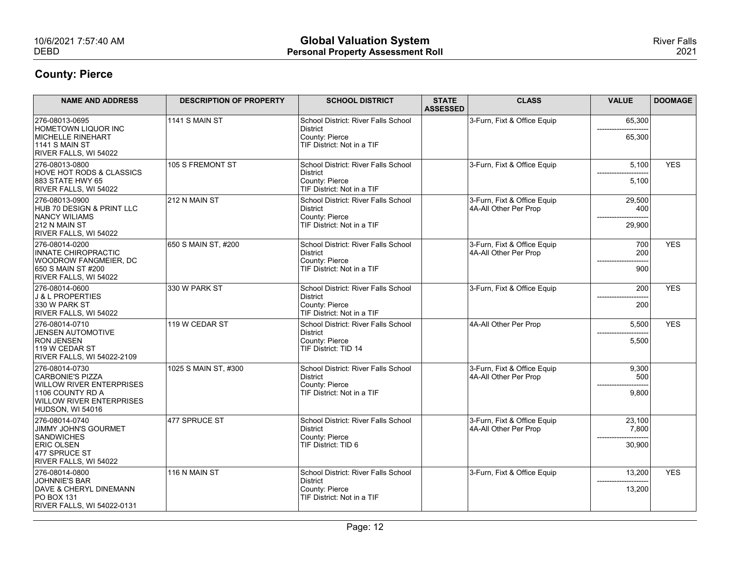## County: Pierce

| NAME AND ADDRESS | DESCRIPTION OF PROPERTY | SCHOOL DISTRICT | STATE ASSESSED | CLASS | VALUE | DOOMAGE |
|---|---|---|---|---|---|---|
| 276-08013-0695<br>HOMETOWN LIQUOR INC<br>MICHELLE RINEHART<br>1141 S MAIN ST<br>RIVER FALLS, WI 54022 | 1141 S MAIN ST | School District: River Falls School District<br>County: Pierce<br>TIF District: Not in a TIF | | 3-Furn, Fixt & Office Equip | 65,300<br>---------------------<br>65,300 | |
| 276-08013-0800<br>HOVE HOT RODS & CLASSICS<br>883 STATE HWY 65<br>RIVER FALLS, WI 54022 | 105 S FREMONT ST | School District: River Falls School District<br>County: Pierce<br>TIF District: Not in a TIF | | 3-Furn, Fixt & Office Equip | 5,100<br>---------------------<br>5,100 | YES |
| 276-08013-0900<br>HUB 70 DESIGN & PRINT LLC<br>NANCY WILIAMS<br>212 N MAIN ST<br>RIVER FALLS, WI 54022 | 212 N MAIN ST | School District: River Falls School District<br>County: Pierce<br>TIF District: Not in a TIF | | 3-Furn, Fixt & Office Equip<br>4A-All Other Per Prop | 29,500<br>400<br>---------------------<br>29,900 | |
| 276-08014-0200<br>INNATE CHIROPRACTIC<br>WOODROW FANGMEIER, DC<br>650 S MAIN ST #200<br>RIVER FALLS, WI 54022 | 650 S MAIN ST, #200 | School District: River Falls School District<br>County: Pierce<br>TIF District: Not in a TIF | | 3-Furn, Fixt & Office Equip<br>4A-All Other Per Prop | 700<br>200<br>---------------------<br>900 | YES |
| 276-08014-0600<br>J & L PROPERTIES<br>330 W PARK ST<br>RIVER FALLS, WI 54022 | 330 W PARK ST | School District: River Falls School District<br>County: Pierce<br>TIF District: Not in a TIF | | 3-Furn, Fixt & Office Equip | 200<br>---------------------<br>200 | YES |
| 276-08014-0710<br>JENSEN AUTOMOTIVE<br>RON JENSEN<br>119 W CEDAR ST<br>RIVER FALLS, WI 54022-2109 | 119 W CEDAR ST | School District: River Falls School District<br>County: Pierce<br>TIF District: TID 14 | | 4A-All Other Per Prop | 5,500<br>---------------------<br>5,500 | YES |
| 276-08014-0730<br>CARBONIE'S PIZZA<br>WILLOW RIVER ENTERPRISES<br>1106 COUNTY RD A<br>WILLOW RIVER ENTERPRISES<br>HUDSON, WI 54016 | 1025 S MAIN ST, #300 | School District: River Falls School District<br>County: Pierce<br>TIF District: Not in a TIF | | 3-Furn, Fixt & Office Equip<br>4A-All Other Per Prop | 9,300<br>500<br>---------------------<br>9,800 | |
| 276-08014-0740<br>JIMMY JOHN'S GOURMET SANDWICHES<br>ERIC OLSEN<br>477 SPRUCE ST<br>RIVER FALLS, WI 54022 | 477 SPRUCE ST | School District: River Falls School District<br>County: Pierce<br>TIF District: TID 6 | | 3-Furn, Fixt & Office Equip<br>4A-All Other Per Prop | 23,100<br>7,800<br>---------------------<br>30,900 | |
| 276-08014-0800<br>JOHNNIE'S BAR<br>DAVE & CHERYL DINEMANN<br>PO BOX 131<br>RIVER FALLS, WI 54022-0131 | 116 N MAIN ST | School District: River Falls School District<br>County: Pierce<br>TIF District: Not in a TIF | | 3-Furn, Fixt & Office Equip | 13,200<br>---------------------<br>13,200 | YES |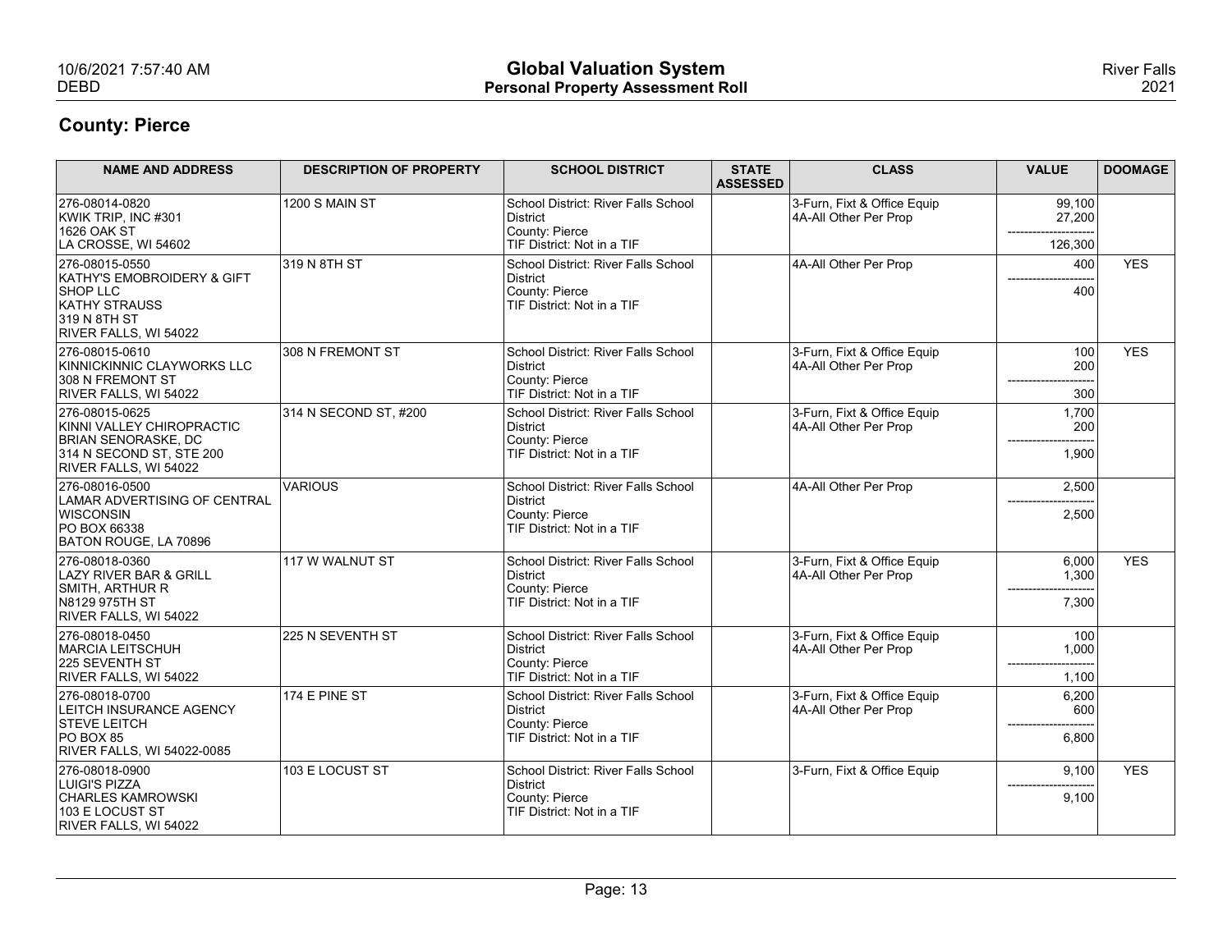## County: Pierce

| NAME AND ADDRESS | DESCRIPTION OF PROPERTY | SCHOOL DISTRICT | STATE ASSESSED | CLASS | VALUE | DOOMAGE |
|---|---|---|---|---|---|---|
| 276-08014-0820<br>KWIK TRIP, INC #301<br>1626 OAK ST<br>LA CROSSE, WI 54602 | 1200 S MAIN ST | School District: River Falls School District<br>County: Pierce<br>TIF District: Not in a TIF | | 3-Furn, Fixt & Office Equip<br>4A-All Other Per Prop | 99,100<br>27,200<br>---------------------<br>126,300 | |
| 276-08015-0550<br>KATHY'S EMOBROIDERY & GIFT SHOP LLC<br>KATHY STRAUSS<br>319 N 8TH ST<br>RIVER FALLS, WI 54022 | 319 N 8TH ST | School District: River Falls School District<br>County: Pierce<br>TIF District: Not in a TIF | | 4A-All Other Per Prop | 400<br>---------------------<br>400 | YES |
| 276-08015-0610<br>KINNICKINNIC CLAYWORKS LLC<br>308 N FREMONT ST<br>RIVER FALLS, WI 54022 | 308 N FREMONT ST | School District: River Falls School District<br>County: Pierce<br>TIF District: Not in a TIF | | 3-Furn, Fixt & Office Equip<br>4A-All Other Per Prop | 100<br>200<br>---------------------<br>300 | YES |
| 276-08015-0625<br>KINNI VALLEY CHIROPRACTIC<br>BRIAN SENORASKE, DC<br>314 N SECOND ST, STE 200<br>RIVER FALLS, WI 54022 | 314 N SECOND ST, #200 | School District: River Falls School District<br>County: Pierce<br>TIF District: Not in a TIF | | 3-Furn, Fixt & Office Equip<br>4A-All Other Per Prop | 1,700<br>200<br>---------------------<br>1,900 | |
| 276-08016-0500<br>LAMAR ADVERTISING OF CENTRAL WISCONSIN<br>PO BOX 66338<br>BATON ROUGE, LA 70896 | VARIOUS | School District: River Falls School District<br>County: Pierce<br>TIF District: Not in a TIF | | 4A-All Other Per Prop | 2,500<br>---------------------<br>2,500 | |
| 276-08018-0360<br>LAZY RIVER BAR & GRILL<br>SMITH, ARTHUR R<br>N8129 975TH ST<br>RIVER FALLS, WI 54022 | 117 W WALNUT ST | School District: River Falls School District<br>County: Pierce<br>TIF District: Not in a TIF | | 3-Furn, Fixt & Office Equip<br>4A-All Other Per Prop | 6,000<br>1,300<br>---------------------<br>7,300 | YES |
| 276-08018-0450<br>MARCIA LEITSCHUH<br>225 SEVENTH ST<br>RIVER FALLS, WI 54022 | 225 N SEVENTH ST | School District: River Falls School District<br>County: Pierce<br>TIF District: Not in a TIF | | 3-Furn, Fixt & Office Equip<br>4A-All Other Per Prop | 100<br>1,000<br>---------------------<br>1,100 | |
| 276-08018-0700<br>LEITCH INSURANCE AGENCY<br>STEVE LEITCH<br>PO BOX 85<br>RIVER FALLS, WI 54022-0085 | 174 E PINE ST | School District: River Falls School District<br>County: Pierce<br>TIF District: Not in a TIF | | 3-Furn, Fixt & Office Equip<br>4A-All Other Per Prop | 6,200<br>600<br>---------------------<br>6,800 | |
| 276-08018-0900<br>LUIGI'S PIZZA<br>CHARLES KAMROWSKI<br>103 E LOCUST ST<br>RIVER FALLS, WI 54022 | 103 E LOCUST ST | School District: River Falls School District<br>County: Pierce<br>TIF District: Not in a TIF | | 3-Furn, Fixt & Office Equip | 9,100<br>---------------------<br>9,100 | YES |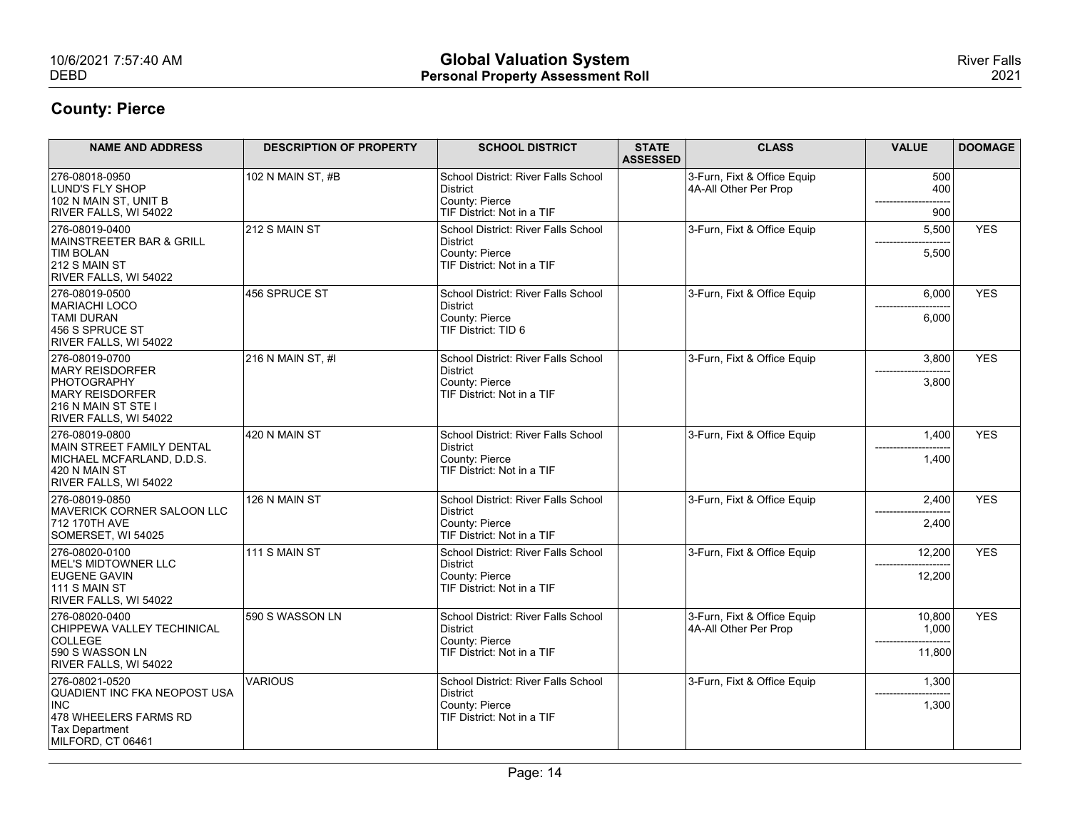## County: Pierce

| NAME AND ADDRESS | DESCRIPTION OF PROPERTY | SCHOOL DISTRICT | STATE ASSESSED | CLASS | VALUE | DOOMAGE |
|---|---|---|---|---|---|---|
| 276-08018-0950<br>LUND'S FLY SHOP<br>102 N MAIN ST, UNIT B<br>RIVER FALLS, WI 54022 | 102 N MAIN ST, #B | School District: River Falls School District<br>County: Pierce<br>TIF District: Not in a TIF | | 3-Furn, Fixt & Office Equip<br>4A-All Other Per Prop | 500<br>400<br>---------------------<br>900 | |
| 276-08019-0400<br>MAINSTREETER BAR & GRILL<br>TIM BOLAN<br>212 S MAIN ST<br>RIVER FALLS, WI 54022 | 212 S MAIN ST | School District: River Falls School District<br>County: Pierce<br>TIF District: Not in a TIF | | 3-Furn, Fixt & Office Equip | 5,500<br>---------------------<br>5,500 | YES |
| 276-08019-0500<br>MARIACHI LOCO<br>TAMI DURAN<br>456 S SPRUCE ST<br>RIVER FALLS, WI 54022 | 456 SPRUCE ST | School District: River Falls School District<br>County: Pierce<br>TIF District: TID 6 | | 3-Furn, Fixt & Office Equip | 6,000<br>---------------------<br>6,000 | YES |
| 276-08019-0700<br>MARY REISDORFER PHOTOGRAPHY<br>MARY REISDORFER<br>216 N MAIN ST STE I<br>RIVER FALLS, WI 54022 | 216 N MAIN ST, #I | School District: River Falls School District<br>County: Pierce<br>TIF District: Not in a TIF | | 3-Furn, Fixt & Office Equip | 3,800<br>---------------------<br>3,800 | YES |
| 276-08019-0800<br>MAIN STREET FAMILY DENTAL<br>MICHAEL MCFARLAND, D.D.S.<br>420 N MAIN ST<br>RIVER FALLS, WI 54022 | 420 N MAIN ST | School District: River Falls School District<br>County: Pierce<br>TIF District: Not in a TIF | | 3-Furn, Fixt & Office Equip | 1,400<br>---------------------<br>1,400 | YES |
| 276-08019-0850<br>MAVERICK CORNER SALOON LLC<br>712 170TH AVE<br>SOMERSET, WI 54025 | 126 N MAIN ST | School District: River Falls School District<br>County: Pierce<br>TIF District: Not in a TIF | | 3-Furn, Fixt & Office Equip | 2,400<br>---------------------<br>2,400 | YES |
| 276-08020-0100<br>MEL'S MIDTOWNER LLC<br>EUGENE GAVIN<br>111 S MAIN ST<br>RIVER FALLS, WI 54022 | 111 S MAIN ST | School District: River Falls School District<br>County: Pierce<br>TIF District: Not in a TIF | | 3-Furn, Fixt & Office Equip | 12,200<br>---------------------<br>12,200 | YES |
| 276-08020-0400<br>CHIPPEWA VALLEY TECHINICAL COLLEGE<br>590 S WASSON LN<br>RIVER FALLS, WI 54022 | 590 S WASSON LN | School District: River Falls School District<br>County: Pierce<br>TIF District: Not in a TIF | | 3-Furn, Fixt & Office Equip<br>4A-All Other Per Prop | 10,800<br>1,000<br>---------------------<br>11,800 | YES |
| 276-08021-0520<br>QUADIENT INC FKA NEOPOST USA INC<br>478 WHEELERS FARMS RD<br>Tax Department<br>MILFORD, CT 06461 | VARIOUS | School District: River Falls School District<br>County: Pierce<br>TIF District: Not in a TIF | | 3-Furn, Fixt & Office Equip | 1,300<br>---------------------<br>1,300 | |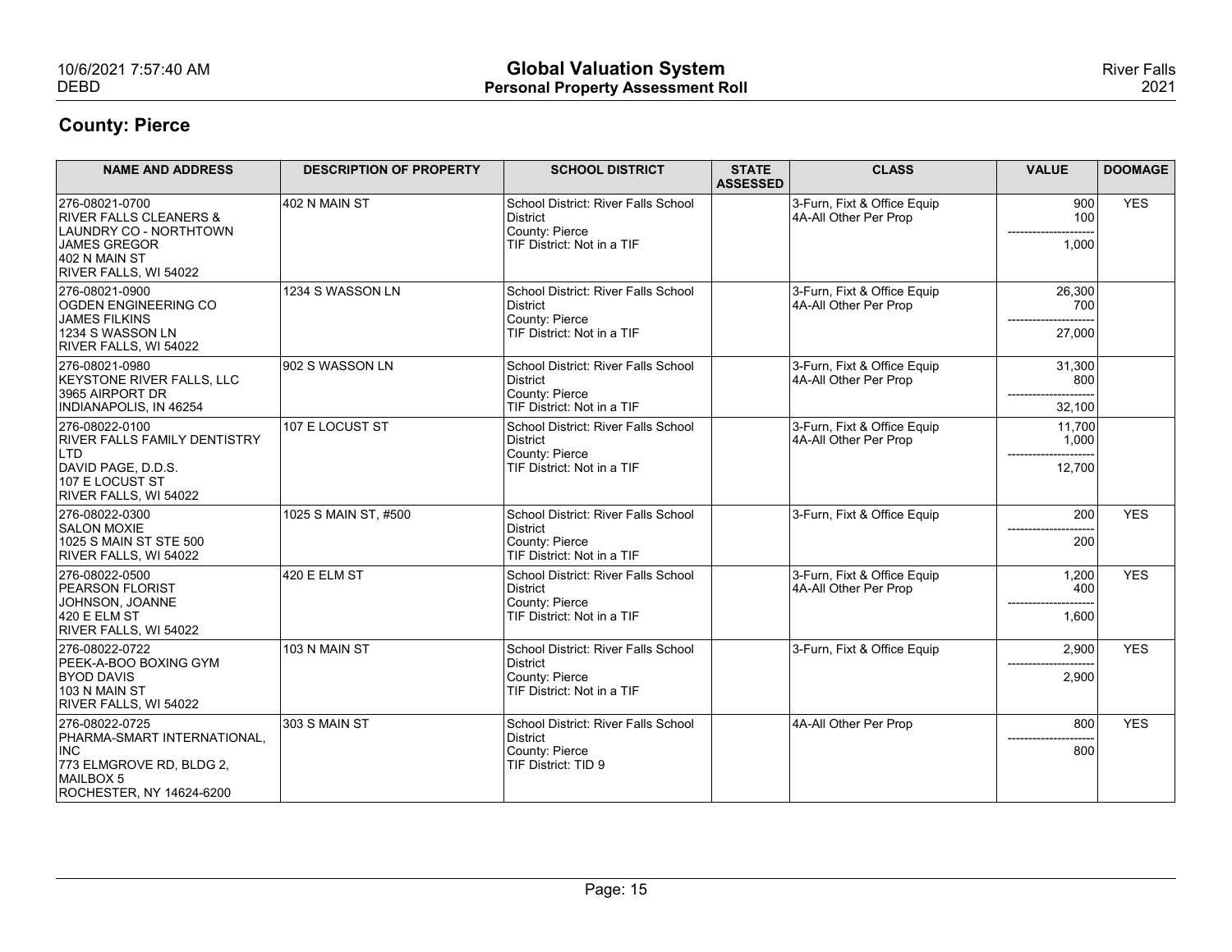## County: Pierce

| NAME AND ADDRESS | DESCRIPTION OF PROPERTY | SCHOOL DISTRICT | STATE ASSESSED | CLASS | VALUE | DOOMAGE |
|---|---|---|---|---|---|---|
| 276-08021-0700<br>RIVER FALLS CLEANERS &<br>LAUNDRY CO - NORTHTOWN<br>JAMES GREGOR<br>402 N MAIN ST<br>RIVER FALLS, WI 54022 | 402 N MAIN ST | School District: River Falls School District<br>County: Pierce<br>TIF District: Not in a TIF | | 3-Furn, Fixt & Office Equip<br>4A-All Other Per Prop | 900<br>100<br>---------------------<br>1,000 | YES |
| 276-08021-0900<br>OGDEN ENGINEERING CO<br>JAMES FILKINS<br>1234 S WASSON LN<br>RIVER FALLS, WI 54022 | 1234 S WASSON LN | School District: River Falls School District<br>County: Pierce<br>TIF District: Not in a TIF | | 3-Furn, Fixt & Office Equip<br>4A-All Other Per Prop | 26,300<br>700<br>---------------------<br>27,000 | |
| 276-08021-0980<br>KEYSTONE RIVER FALLS, LLC<br>3965 AIRPORT DR<br>INDIANAPOLIS, IN 46254 | 902 S WASSON LN | School District: River Falls School District<br>County: Pierce<br>TIF District: Not in a TIF | | 3-Furn, Fixt & Office Equip<br>4A-All Other Per Prop | 31,300<br>800<br>---------------------<br>32,100 | |
| 276-08022-0100<br>RIVER FALLS FAMILY DENTISTRY<br>LTD<br>DAVID PAGE, D.D.S.<br>107 E LOCUST ST<br>RIVER FALLS, WI 54022 | 107 E LOCUST ST | School District: River Falls School District<br>County: Pierce<br>TIF District: Not in a TIF | | 3-Furn, Fixt & Office Equip<br>4A-All Other Per Prop | 11,700<br>1,000<br>---------------------<br>12,700 | |
| 276-08022-0300<br>SALON MOXIE<br>1025 S MAIN ST STE 500<br>RIVER FALLS, WI 54022 | 1025 S MAIN ST, #500 | School District: River Falls School District<br>County: Pierce<br>TIF District: Not in a TIF | | 3-Furn, Fixt & Office Equip | 200<br>---------------------<br>200 | YES |
| 276-08022-0500<br>PEARSON FLORIST<br>JOHNSON, JOANNE<br>420 E ELM ST<br>RIVER FALLS, WI 54022 | 420 E ELM ST | School District: River Falls School District<br>County: Pierce<br>TIF District: Not in a TIF | | 3-Furn, Fixt & Office Equip<br>4A-All Other Per Prop | 1,200<br>400<br>---------------------<br>1,600 | YES |
| 276-08022-0722<br>PEEK-A-BOO BOXING GYM<br>BYOD DAVIS<br>103 N MAIN ST<br>RIVER FALLS, WI 54022 | 103 N MAIN ST | School District: River Falls School District<br>County: Pierce<br>TIF District: Not in a TIF | | 3-Furn, Fixt & Office Equip | 2,900<br>---------------------<br>2,900 | YES |
| 276-08022-0725<br>PHARMA-SMART INTERNATIONAL,<br>INC<br>773 ELMGROVE RD, BLDG 2,<br>MAILBOX 5<br>ROCHESTER, NY 14624-6200 | 303 S MAIN ST | School District: River Falls School District<br>County: Pierce<br>TIF District: TID 9 | | 4A-All Other Per Prop | 800<br>---------------------<br>800 | YES |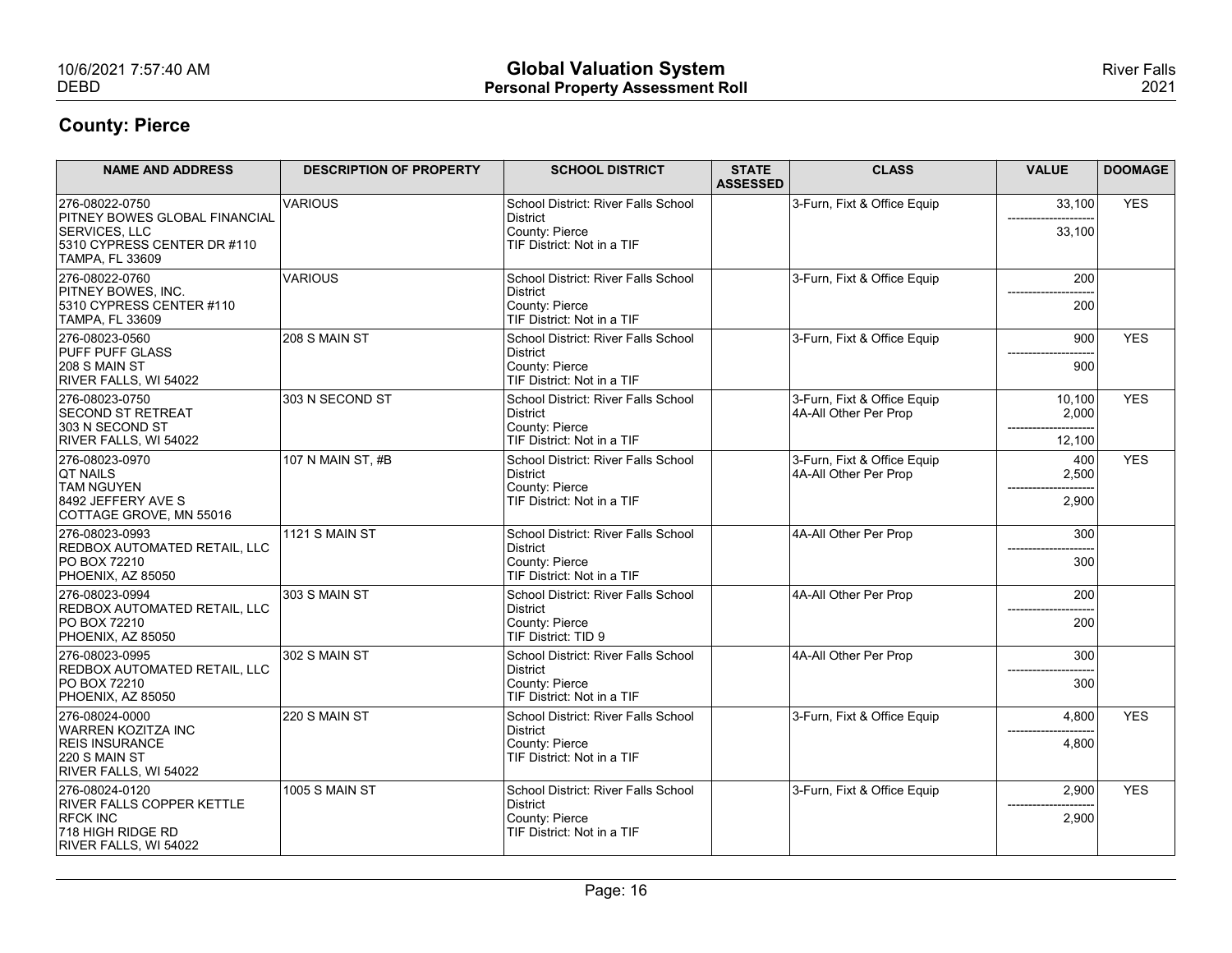## County: Pierce

| NAME AND ADDRESS | DESCRIPTION OF PROPERTY | SCHOOL DISTRICT | STATE ASSESSED | CLASS | VALUE | DOOMAGE |
|---|---|---|---|---|---|---|
| 276-08022-0750<br>PITNEY BOWES GLOBAL FINANCIAL SERVICES, LLC<br>5310 CYPRESS CENTER DR #110<br>TAMPA, FL 33609 | VARIOUS | School District: River Falls School District<br>County: Pierce<br>TIF District: Not in a TIF | | 3-Furn, Fixt & Office Equip | 33,100<br>---------------------<br>33,100 | YES |
| 276-08022-0760<br>PITNEY BOWES, INC.<br>5310 CYPRESS CENTER #110<br>TAMPA, FL 33609 | VARIOUS | School District: River Falls School District<br>County: Pierce<br>TIF District: Not in a TIF | | 3-Furn, Fixt & Office Equip | 200<br>---------------------<br>200 | |
| 276-08023-0560<br>PUFF PUFF GLASS<br>208 S MAIN ST<br>RIVER FALLS, WI 54022 | 208 S MAIN ST | School District: River Falls School District<br>County: Pierce<br>TIF District: Not in a TIF | | 3-Furn, Fixt & Office Equip | 900<br>---------------------<br>900 | YES |
| 276-08023-0750<br>SECOND ST RETREAT<br>303 N SECOND ST<br>RIVER FALLS, WI 54022 | 303 N SECOND ST | School District: River Falls School District<br>County: Pierce<br>TIF District: Not in a TIF | | 3-Furn, Fixt & Office Equip<br>4A-All Other Per Prop | 10,100<br>2,000<br>---------------------<br>12,100 | YES |
| 276-08023-0970<br>QT NAILS<br>TAM NGUYEN<br>8492 JEFFERY AVE S<br>COTTAGE GROVE, MN 55016 | 107 N MAIN ST, #B | School District: River Falls School District<br>County: Pierce<br>TIF District: Not in a TIF | | 3-Furn, Fixt & Office Equip<br>4A-All Other Per Prop | 400<br>2,500<br>---------------------<br>2,900 | YES |
| 276-08023-0993<br>REDBOX AUTOMATED RETAIL, LLC<br>PO BOX 72210<br>PHOENIX, AZ 85050 | 1121 S MAIN ST | School District: River Falls School District<br>County: Pierce<br>TIF District: Not in a TIF | | 4A-All Other Per Prop | 300<br>---------------------<br>300 | |
| 276-08023-0994<br>REDBOX AUTOMATED RETAIL, LLC<br>PO BOX 72210<br>PHOENIX, AZ 85050 | 303 S MAIN ST | School District: River Falls School District<br>County: Pierce<br>TIF District: TID 9 | | 4A-All Other Per Prop | 200<br>---------------------<br>200 | |
| 276-08023-0995<br>REDBOX AUTOMATED RETAIL, LLC<br>PO BOX 72210<br>PHOENIX, AZ 85050 | 302 S MAIN ST | School District: River Falls School District<br>County: Pierce<br>TIF District: Not in a TIF | | 4A-All Other Per Prop | 300<br>---------------------<br>300 | |
| 276-08024-0000<br>WARREN KOZITZA INC<br>REIS INSURANCE<br>220 S MAIN ST<br>RIVER FALLS, WI 54022 | 220 S MAIN ST | School District: River Falls School District<br>County: Pierce<br>TIF District: Not in a TIF | | 3-Furn, Fixt & Office Equip | 4,800<br>---------------------<br>4,800 | YES |
| 276-08024-0120<br>RIVER FALLS COPPER KETTLE<br>RFCK INC<br>718 HIGH RIDGE RD<br>RIVER FALLS, WI 54022 | 1005 S MAIN ST | School District: River Falls School District<br>County: Pierce<br>TIF District: Not in a TIF | | 3-Furn, Fixt & Office Equip | 2,900<br>---------------------<br>2,900 | YES |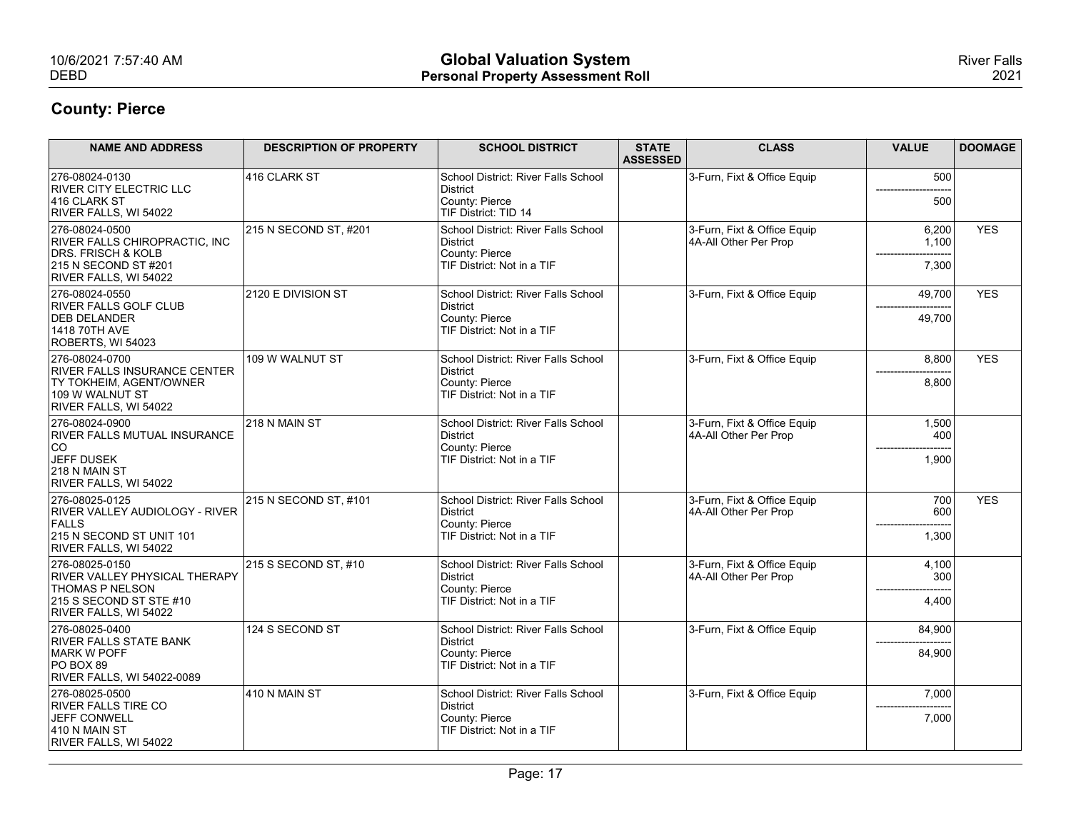## County: Pierce

| NAME AND ADDRESS | DESCRIPTION OF PROPERTY | SCHOOL DISTRICT | STATE ASSESSED | CLASS | VALUE | DOOMAGE |
|---|---|---|---|---|---|---|
| 276-08024-0130<br>RIVER CITY ELECTRIC LLC<br>416 CLARK ST<br>RIVER FALLS, WI 54022 | 416 CLARK ST | School District: River Falls School District<br>County: Pierce<br>TIF District: TID 14 | | 3-Furn, Fixt & Office Equip | 500<br>----------<br>500 | |
| 276-08024-0500<br>RIVER FALLS CHIROPRACTIC, INC<br>DRS. FRISCH & KOLB<br>215 N SECOND ST #201<br>RIVER FALLS, WI 54022 | 215 N SECOND ST, #201 | School District: River Falls School District<br>County: Pierce<br>TIF District: Not in a TIF | | 3-Furn, Fixt & Office Equip<br>4A-All Other Per Prop | 6,200<br>1,100<br>----------<br>7,300 | YES |
| 276-08024-0550<br>RIVER FALLS GOLF CLUB<br>DEB DELANDER<br>1418 70TH AVE<br>ROBERTS, WI 54023 | 2120 E DIVISION ST | School District: River Falls School District<br>County: Pierce<br>TIF District: Not in a TIF | | 3-Furn, Fixt & Office Equip | 49,700<br>----------<br>49,700 | YES |
| 276-08024-0700<br>RIVER FALLS INSURANCE CENTER<br>TY TOKHEIM, AGENT/OWNER<br>109 W WALNUT ST<br>RIVER FALLS, WI 54022 | 109 W WALNUT ST | School District: River Falls School District<br>County: Pierce<br>TIF District: Not in a TIF | | 3-Furn, Fixt & Office Equip | 8,800<br>----------<br>8,800 | YES |
| 276-08024-0900<br>RIVER FALLS MUTUAL INSURANCE CO<br>JEFF DUSEK<br>218 N MAIN ST<br>RIVER FALLS, WI 54022 | 218 N MAIN ST | School District: River Falls School District<br>County: Pierce<br>TIF District: Not in a TIF | | 3-Furn, Fixt & Office Equip<br>4A-All Other Per Prop | 1,500<br>400<br>----------<br>1,900 | |
| 276-08025-0125<br>RIVER VALLEY AUDIOLOGY - RIVER FALLS<br>215 N SECOND ST UNIT 101<br>RIVER FALLS, WI 54022 | 215 N SECOND ST, #101 | School District: River Falls School District<br>County: Pierce<br>TIF District: Not in a TIF | | 3-Furn, Fixt & Office Equip<br>4A-All Other Per Prop | 700<br>600<br>----------<br>1,300 | YES |
| 276-08025-0150<br>RIVER VALLEY PHYSICAL THERAPY<br>THOMAS P NELSON<br>215 S SECOND ST STE #10<br>RIVER FALLS, WI 54022 | 215 S SECOND ST, #10 | School District: River Falls School District<br>County: Pierce<br>TIF District: Not in a TIF | | 3-Furn, Fixt & Office Equip<br>4A-All Other Per Prop | 4,100<br>300<br>----------<br>4,400 | |
| 276-08025-0400<br>RIVER FALLS STATE BANK<br>MARK W POFF<br>PO BOX 89<br>RIVER FALLS, WI 54022-0089 | 124 S SECOND ST | School District: River Falls School District<br>County: Pierce<br>TIF District: Not in a TIF | | 3-Furn, Fixt & Office Equip | 84,900<br>----------<br>84,900 | |
| 276-08025-0500<br>RIVER FALLS TIRE CO<br>JEFF CONWELL<br>410 N MAIN ST<br>RIVER FALLS, WI 54022 | 410 N MAIN ST | School District: River Falls School District<br>County: Pierce<br>TIF District: Not in a TIF | | 3-Furn, Fixt & Office Equip | 7,000<br>----------<br>7,000 | |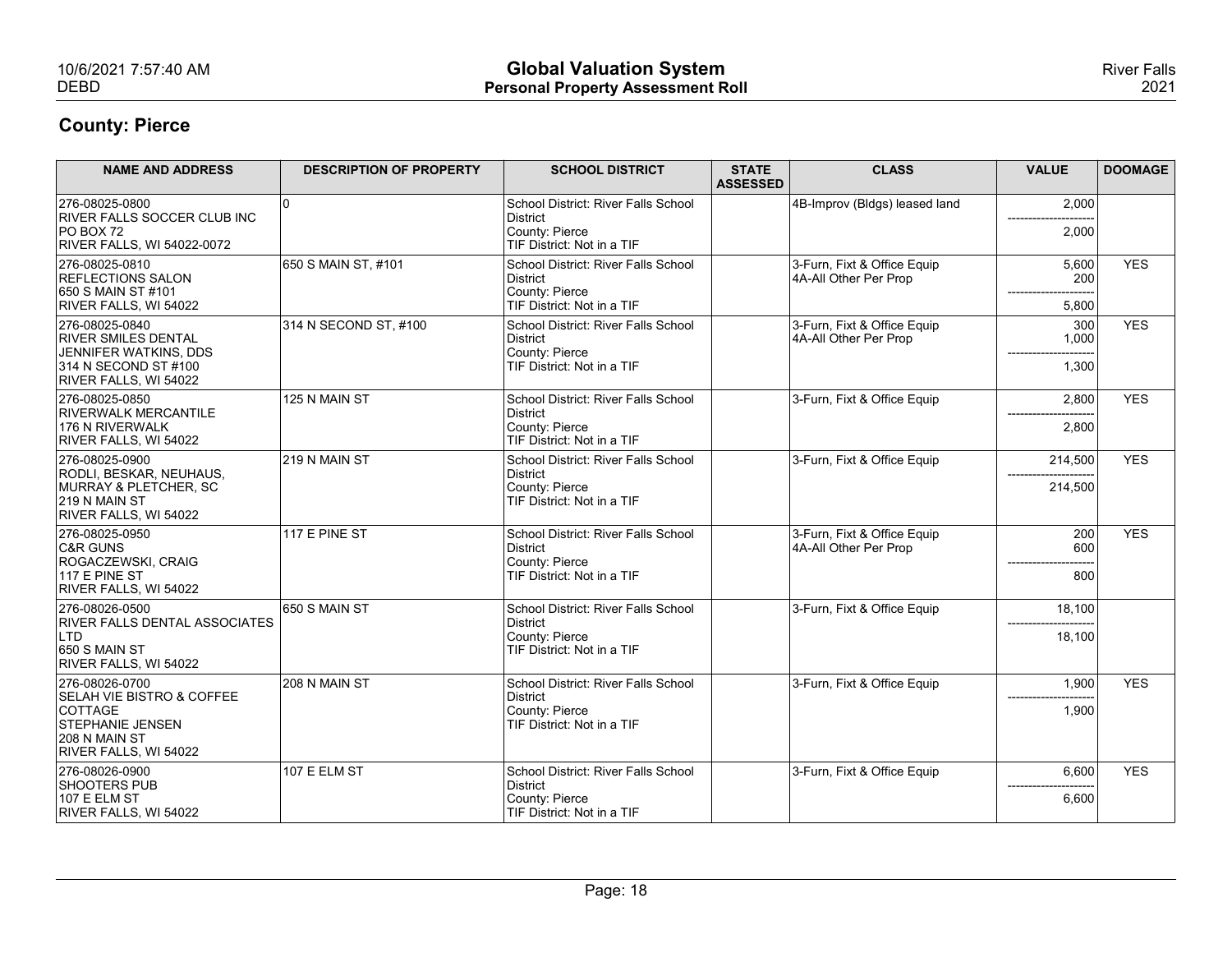## County: Pierce

| NAME AND ADDRESS | DESCRIPTION OF PROPERTY | SCHOOL DISTRICT | STATE ASSESSED | CLASS | VALUE | DOOMAGE |
|---|---|---|---|---|---|---|
| 276-08025-0800<br>RIVER FALLS SOCCER CLUB INC<br>PO BOX 72<br>RIVER FALLS, WI 54022-0072 | 0 | School District: River Falls School District<br>County: Pierce<br>TIF District: Not in a TIF | | 4B-Improv (Bldgs) leased land | 2,000<br>---------------------<br>2,000 | |
| 276-08025-0810<br>REFLECTIONS SALON<br>650 S MAIN ST #101<br>RIVER FALLS, WI 54022 | 650 S MAIN ST, #101 | School District: River Falls School District<br>County: Pierce<br>TIF District: Not in a TIF | | 3-Furn, Fixt & Office Equip<br>4A-All Other Per Prop | 5,600<br>200<br>---------------------<br>5,800 | YES |
| 276-08025-0840<br>RIVER SMILES DENTAL<br>JENNIFER WATKINS, DDS<br>314 N SECOND ST #100<br>RIVER FALLS, WI 54022 | 314 N SECOND ST, #100 | School District: River Falls School District<br>County: Pierce<br>TIF District: Not in a TIF | | 3-Furn, Fixt & Office Equip<br>4A-All Other Per Prop | 300<br>1,000<br>---------------------<br>1,300 | YES |
| 276-08025-0850<br>RIVERWALK MERCANTILE<br>176 N RIVERWALK<br>RIVER FALLS, WI 54022 | 125 N MAIN ST | School District: River Falls School District<br>County: Pierce<br>TIF District: Not in a TIF | | 3-Furn, Fixt & Office Equip | 2,800<br>---------------------<br>2,800 | YES |
| 276-08025-0900<br>RODLI, BESKAR, NEUHAUS,<br>MURRAY & PLETCHER, SC<br>219 N MAIN ST<br>RIVER FALLS, WI 54022 | 219 N MAIN ST | School District: River Falls School District<br>County: Pierce<br>TIF District: Not in a TIF | | 3-Furn, Fixt & Office Equip | 214,500<br>---------------------<br>214,500 | YES |
| 276-08025-0950<br>C&R GUNS<br>ROGACZEWSKI, CRAIG<br>117 E PINE ST<br>RIVER FALLS, WI 54022 | 117 E PINE ST | School District: River Falls School District<br>County: Pierce<br>TIF District: Not in a TIF | | 3-Furn, Fixt & Office Equip<br>4A-All Other Per Prop | 200<br>600<br>---------------------<br>800 | YES |
| 276-08026-0500<br>RIVER FALLS DENTAL ASSOCIATES LTD<br>650 S MAIN ST<br>RIVER FALLS, WI 54022 | 650 S MAIN ST | School District: River Falls School District<br>County: Pierce<br>TIF District: Not in a TIF | | 3-Furn, Fixt & Office Equip | 18,100<br>---------------------<br>18,100 | |
| 276-08026-0700<br>SELAH VIE BISTRO & COFFEE COTTAGE<br>STEPHANIE JENSEN<br>208 N MAIN ST<br>RIVER FALLS, WI 54022 | 208 N MAIN ST | School District: River Falls School District<br>County: Pierce<br>TIF District: Not in a TIF | | 3-Furn, Fixt & Office Equip | 1,900<br>---------------------<br>1,900 | YES |
| 276-08026-0900<br>SHOOTERS PUB<br>107 E ELM ST<br>RIVER FALLS, WI 54022 | 107 E ELM ST | School District: River Falls School District<br>County: Pierce<br>TIF District: Not in a TIF | | 3-Furn, Fixt & Office Equip | 6,600<br>---------------------<br>6,600 | YES |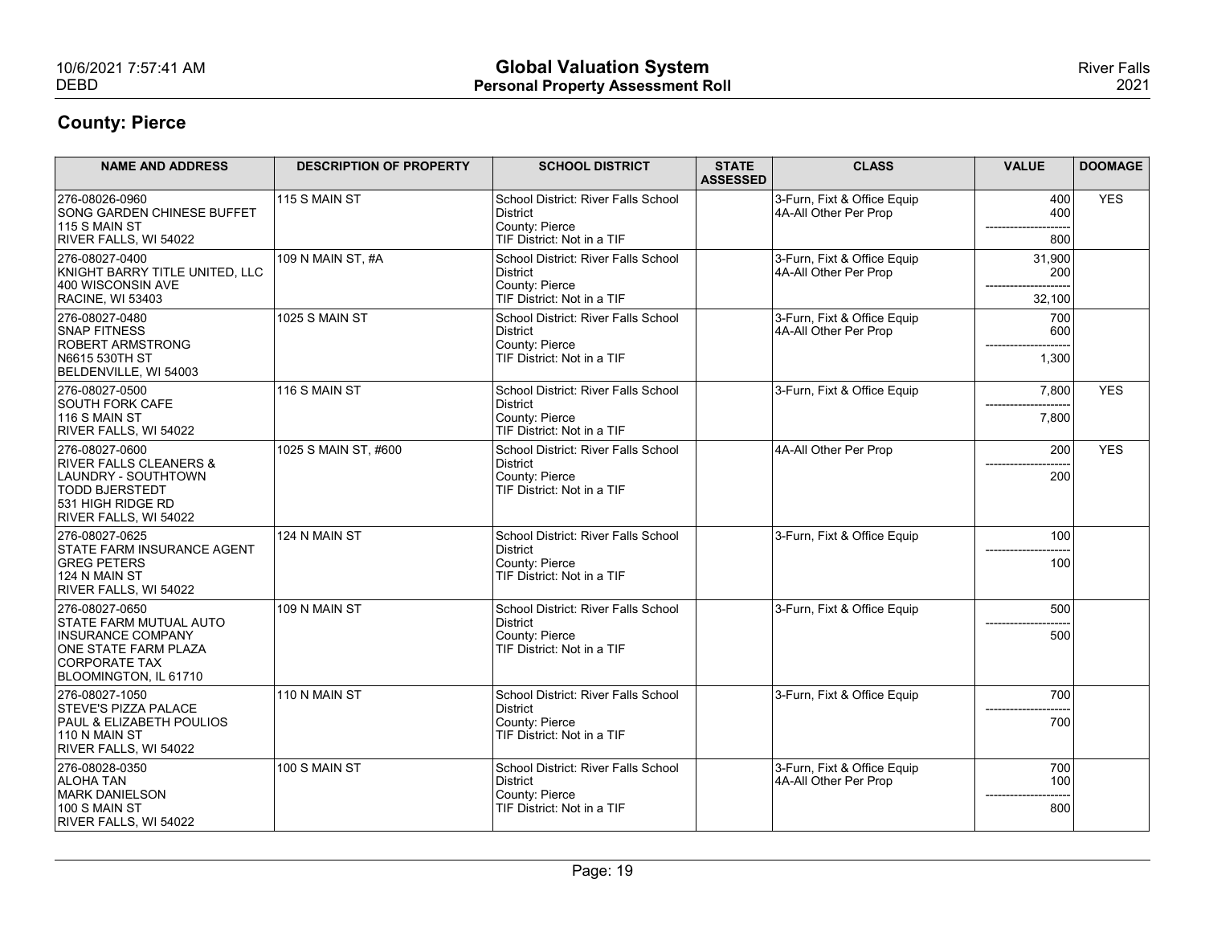## County: Pierce

| NAME AND ADDRESS | DESCRIPTION OF PROPERTY | SCHOOL DISTRICT | STATE ASSESSED | CLASS | VALUE | DOOMAGE |
|---|---|---|---|---|---|---|
| 276-08026-0960<br>SONG GARDEN CHINESE BUFFET<br>115 S MAIN ST<br>RIVER FALLS, WI 54022 | 115 S MAIN ST | School District: River Falls School District<br>County: Pierce<br>TIF District: Not in a TIF | | 3-Furn, Fixt & Office Equip<br>4A-All Other Per Prop | 400<br>400<br>---------------------<br>800 | YES |
| 276-08027-0400<br>KNIGHT BARRY TITLE UNITED, LLC<br>400 WISCONSIN AVE<br>RACINE, WI 53403 | 109 N MAIN ST, #A | School District: River Falls School District<br>County: Pierce<br>TIF District: Not in a TIF | | 3-Furn, Fixt & Office Equip<br>4A-All Other Per Prop | 31,900<br>200<br>---------------------<br>32,100 | |
| 276-08027-0480<br>SNAP FITNESS<br>ROBERT ARMSTRONG<br>N6615 530TH ST<br>BELDENVILLE, WI 54003 | 1025 S MAIN ST | School District: River Falls School District<br>County: Pierce<br>TIF District: Not in a TIF | | 3-Furn, Fixt & Office Equip<br>4A-All Other Per Prop | 700<br>600<br>---------------------<br>1,300 | |
| 276-08027-0500<br>SOUTH FORK CAFE<br>116 S MAIN ST<br>RIVER FALLS, WI 54022 | 116 S MAIN ST | School District: River Falls School District<br>County: Pierce<br>TIF District: Not in a TIF | | 3-Furn, Fixt & Office Equip | 7,800<br>---------------------<br>7,800 | YES |
| 276-08027-0600<br>RIVER FALLS CLEANERS &<br>LAUNDRY - SOUTHTOWN<br>TODD BJERSTEDT<br>531 HIGH RIDGE RD<br>RIVER FALLS, WI 54022 | 1025 S MAIN ST, #600 | School District: River Falls School District<br>County: Pierce<br>TIF District: Not in a TIF | | 4A-All Other Per Prop | 200<br>---------------------<br>200 | YES |
| 276-08027-0625<br>STATE FARM INSURANCE AGENT<br>GREG PETERS<br>124 N MAIN ST<br>RIVER FALLS, WI 54022 | 124 N MAIN ST | School District: River Falls School District<br>County: Pierce<br>TIF District: Not in a TIF | | 3-Furn, Fixt & Office Equip | 100<br>---------------------<br>100 | |
| 276-08027-0650<br>STATE FARM MUTUAL AUTO<br>INSURANCE COMPANY<br>ONE STATE FARM PLAZA<br>CORPORATE TAX<br>BLOOMINGTON, IL 61710 | 109 N MAIN ST | School District: River Falls School District<br>County: Pierce<br>TIF District: Not in a TIF | | 3-Furn, Fixt & Office Equip | 500<br>---------------------<br>500 | |
| 276-08027-1050<br>STEVE'S PIZZA PALACE<br>PAUL & ELIZABETH POULIOS<br>110 N MAIN ST<br>RIVER FALLS, WI 54022 | 110 N MAIN ST | School District: River Falls School District<br>County: Pierce<br>TIF District: Not in a TIF | | 3-Furn, Fixt & Office Equip | 700<br>---------------------<br>700 | |
| 276-08028-0350<br>ALOHA TAN<br>MARK DANIELSON<br>100 S MAIN ST<br>RIVER FALLS, WI 54022 | 100 S MAIN ST | School District: River Falls School District<br>County: Pierce<br>TIF District: Not in a TIF | | 3-Furn, Fixt & Office Equip<br>4A-All Other Per Prop | 700<br>100<br>---------------------<br>800 | |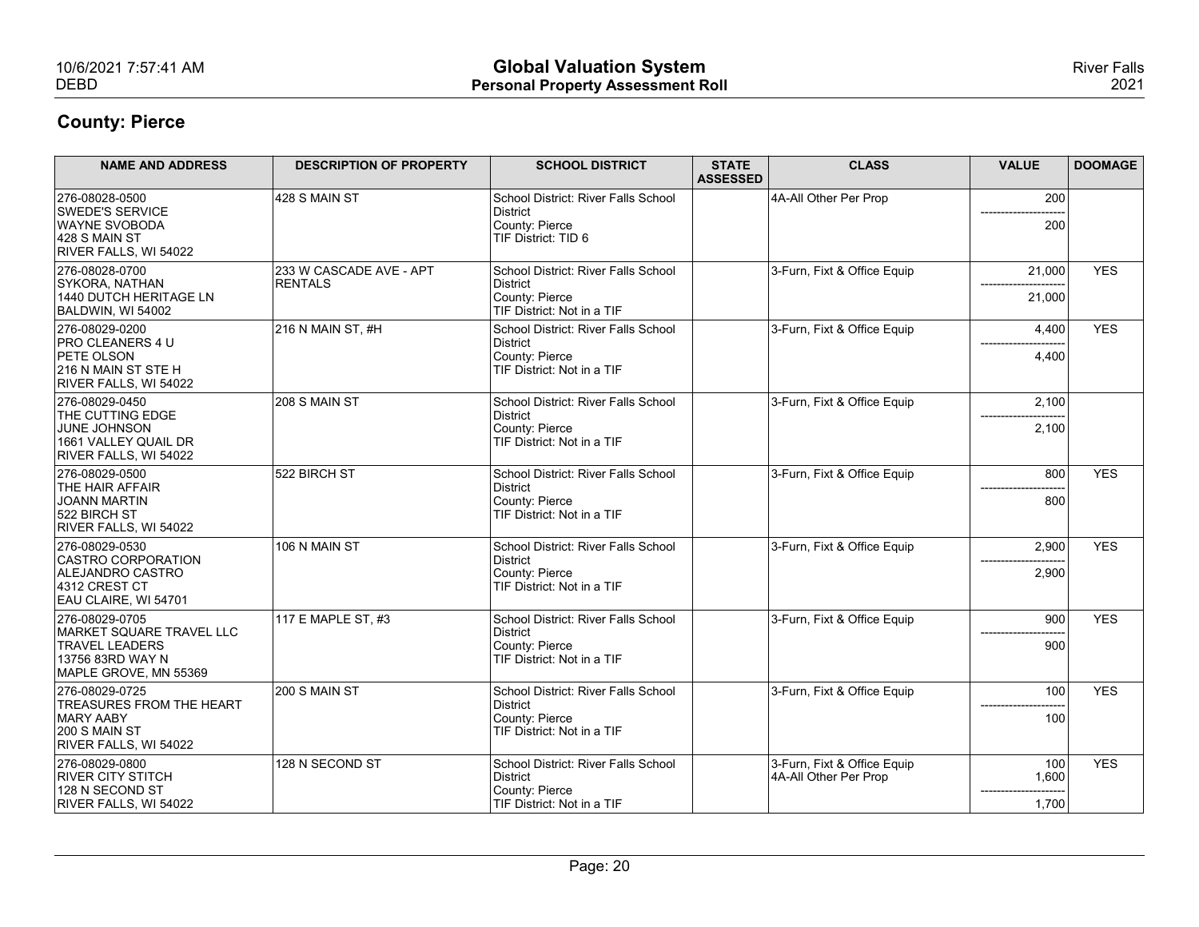## County: Pierce

| NAME AND ADDRESS | DESCRIPTION OF PROPERTY | SCHOOL DISTRICT | STATE ASSESSED | CLASS | VALUE | DOOMAGE |
|---|---|---|---|---|---|---|
| 276-08028-0500<br>SWEDE'S SERVICE<br>WAYNE SVOBODA<br>428 S MAIN ST<br>RIVER FALLS, WI 54022 | 428 S MAIN ST | School District: River Falls School District<br>County: Pierce<br>TIF District: TID 6 | | 4A-All Other Per Prop | 200<br>---------------------<br>200 | |
| 276-08028-0700<br>SYKORA, NATHAN<br>1440 DUTCH HERITAGE LN<br>BALDWIN, WI 54002 | 233 W CASCADE AVE - APT RENTALS | School District: River Falls School District<br>County: Pierce<br>TIF District: Not in a TIF | | 3-Furn, Fixt & Office Equip | 21,000<br>---------------------<br>21,000 | YES |
| 276-08029-0200<br>PRO CLEANERS 4 U<br>PETE OLSON<br>216 N MAIN ST STE H<br>RIVER FALLS, WI 54022 | 216 N MAIN ST, #H | School District: River Falls School District<br>County: Pierce<br>TIF District: Not in a TIF | | 3-Furn, Fixt & Office Equip | 4,400<br>---------------------<br>4,400 | YES |
| 276-08029-0450<br>THE CUTTING EDGE<br>JUNE JOHNSON<br>1661 VALLEY QUAIL DR<br>RIVER FALLS, WI 54022 | 208 S MAIN ST | School District: River Falls School District<br>County: Pierce<br>TIF District: Not in a TIF | | 3-Furn, Fixt & Office Equip | 2,100<br>---------------------<br>2,100 | |
| 276-08029-0500<br>THE HAIR AFFAIR<br>JOANN MARTIN<br>522 BIRCH ST<br>RIVER FALLS, WI 54022 | 522 BIRCH ST | School District: River Falls School District<br>County: Pierce<br>TIF District: Not in a TIF | | 3-Furn, Fixt & Office Equip | 800<br>---------------------<br>800 | YES |
| 276-08029-0530<br>CASTRO CORPORATION<br>ALEJANDRO CASTRO<br>4312 CREST CT<br>EAU CLAIRE, WI 54701 | 106 N MAIN ST | School District: River Falls School District<br>County: Pierce<br>TIF District: Not in a TIF | | 3-Furn, Fixt & Office Equip | 2,900<br>---------------------<br>2,900 | YES |
| 276-08029-0705<br>MARKET SQUARE TRAVEL LLC<br>TRAVEL LEADERS<br>13756 83RD WAY N<br>MAPLE GROVE, MN 55369 | 117 E MAPLE ST, #3 | School District: River Falls School District<br>County: Pierce<br>TIF District: Not in a TIF | | 3-Furn, Fixt & Office Equip | 900<br>---------------------<br>900 | YES |
| 276-08029-0725<br>TREASURES FROM THE HEART<br>MARY AABY<br>200 S MAIN ST<br>RIVER FALLS, WI 54022 | 200 S MAIN ST | School District: River Falls School District<br>County: Pierce<br>TIF District: Not in a TIF | | 3-Furn, Fixt & Office Equip | 100<br>---------------------<br>100 | YES |
| 276-08029-0800<br>RIVER CITY STITCH<br>128 N SECOND ST<br>RIVER FALLS, WI 54022 | 128 N SECOND ST | School District: River Falls School District<br>County: Pierce<br>TIF District: Not in a TIF | | 3-Furn, Fixt & Office Equip<br>4A-All Other Per Prop | 100<br>1,600<br>---------------------<br>1,700 | YES |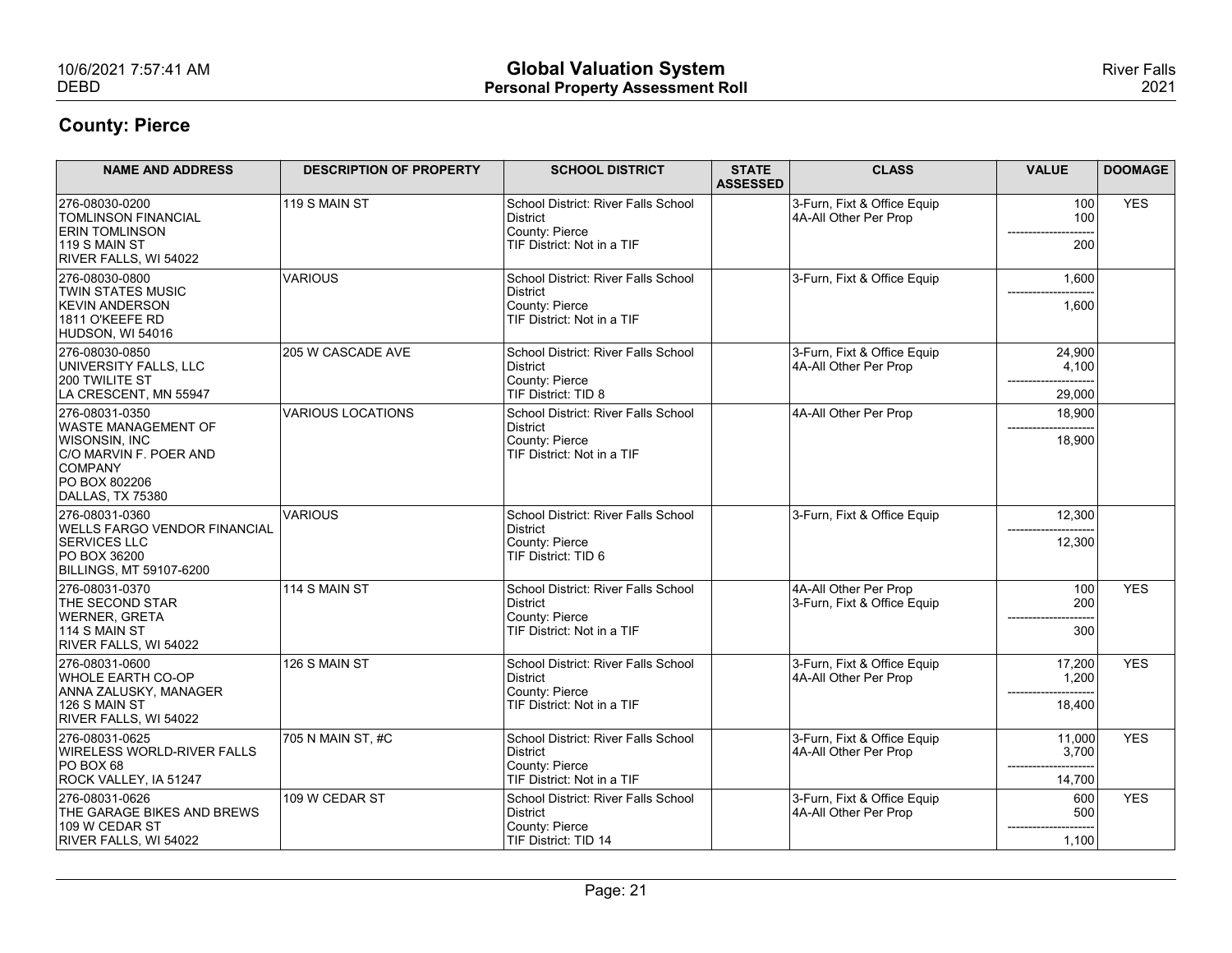## County: Pierce

| NAME AND ADDRESS | DESCRIPTION OF PROPERTY | SCHOOL DISTRICT | STATE ASSESSED | CLASS | VALUE | DOOMAGE |
|---|---|---|---|---|---|---|
| 276-08030-0200<br>TOMLINSON FINANCIAL<br>ERIN TOMLINSON<br>119 S MAIN ST<br>RIVER FALLS, WI 54022 | 119 S MAIN ST | School District: River Falls School District<br>County: Pierce<br>TIF District: Not in a TIF | | 3-Furn, Fixt & Office Equip<br>4A-All Other Per Prop | 100<br>100<br>---------------------<br>200 | YES |
| 276-08030-0800<br>TWIN STATES MUSIC<br>KEVIN ANDERSON<br>1811 O'KEEFE RD<br>HUDSON, WI 54016 | VARIOUS | School District: River Falls School District<br>County: Pierce<br>TIF District: Not in a TIF | | 3-Furn, Fixt & Office Equip | 1,600<br>---------------------<br>1,600 | |
| 276-08030-0850<br>UNIVERSITY FALLS, LLC<br>200 TWILITE ST<br>LA CRESCENT, MN 55947 | 205 W CASCADE AVE | School District: River Falls School District<br>County: Pierce<br>TIF District: TID 8 | | 3-Furn, Fixt & Office Equip<br>4A-All Other Per Prop | 24,900<br>4,100<br>---------------------<br>29,000 | |
| 276-08031-0350<br>WASTE MANAGEMENT OF WISONSIN, INC<br>C/O MARVIN F. POER AND COMPANY<br>PO BOX 802206<br>DALLAS, TX 75380 | VARIOUS LOCATIONS | School District: River Falls School District<br>County: Pierce<br>TIF District: Not in a TIF | | 4A-All Other Per Prop | 18,900<br>---------------------<br>18,900 | |
| 276-08031-0360<br>WELLS FARGO VENDOR FINANCIAL SERVICES LLC<br>PO BOX 36200<br>BILLINGS, MT 59107-6200 | VARIOUS | School District: River Falls School District<br>County: Pierce<br>TIF District: TID 6 | | 3-Furn, Fixt & Office Equip | 12,300<br>---------------------<br>12,300 | |
| 276-08031-0370<br>THE SECOND STAR<br>WERNER, GRETA<br>114 S MAIN ST<br>RIVER FALLS, WI 54022 | 114 S MAIN ST | School District: River Falls School District<br>County: Pierce<br>TIF District: Not in a TIF | | 4A-All Other Per Prop<br>3-Furn, Fixt & Office Equip | 100<br>200<br>---------------------<br>300 | YES |
| 276-08031-0600<br>WHOLE EARTH CO-OP<br>ANNA ZALUSKY, MANAGER<br>126 S MAIN ST<br>RIVER FALLS, WI 54022 | 126 S MAIN ST | School District: River Falls School District<br>County: Pierce<br>TIF District: Not in a TIF | | 3-Furn, Fixt & Office Equip<br>4A-All Other Per Prop | 17,200<br>1,200<br>---------------------<br>18,400 | YES |
| 276-08031-0625<br>WIRELESS WORLD-RIVER FALLS<br>PO BOX 68<br>ROCK VALLEY, IA 51247 | 705 N MAIN ST, #C | School District: River Falls School District<br>County: Pierce<br>TIF District: Not in a TIF | | 3-Furn, Fixt & Office Equip<br>4A-All Other Per Prop | 11,000<br>3,700<br>---------------------<br>14,700 | YES |
| 276-08031-0626<br>THE GARAGE BIKES AND BREWS<br>109 W CEDAR ST<br>RIVER FALLS, WI 54022 | 109 W CEDAR ST | School District: River Falls School District<br>County: Pierce<br>TIF District: TID 14 | | 3-Furn, Fixt & Office Equip<br>4A-All Other Per Prop | 600<br>500<br>---------------------<br>1,100 | YES |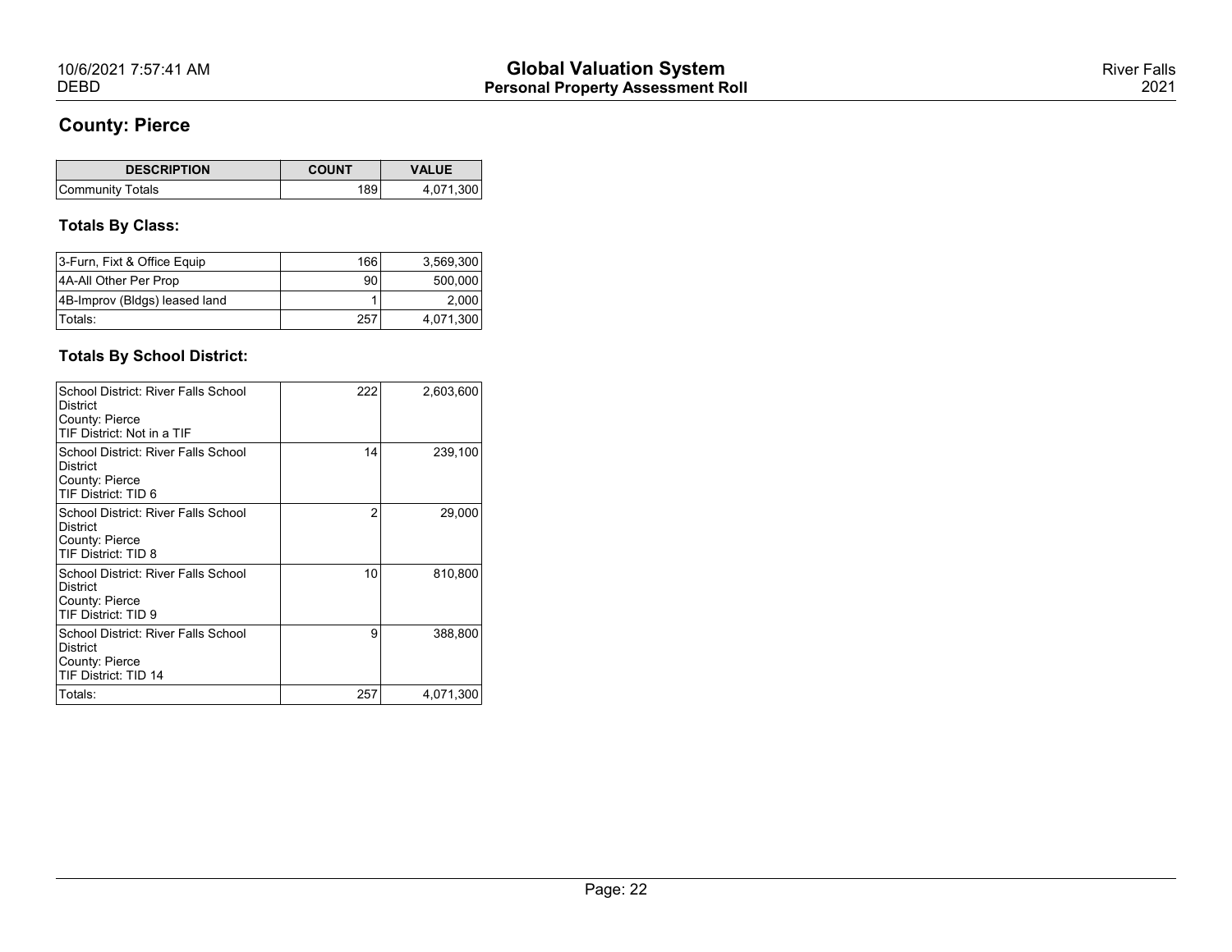## County: Pierce

| DESCRIPTION | COUNT | VALUE |
|---|---|---|
| Community Totals | 189 | 4,071,300 |

### Totals By Class:

| | | |
|---|---|---|
| 3-Furn, Fixt & Office Equip | 166 | 3,569,300 |
| 4A-All Other Per Prop | 90 | 500,000 |
| 4B-Improv (Bldgs) leased land | 1 | 2,000 |
| Totals: | 257 | 4,071,300 |

### Totals By School District:

| | | |
|---|---|---|
| School District: River Falls School District<br>County: Pierce<br>TIF District: Not in a TIF | 222 | 2,603,600 |
| School District: River Falls School District<br>County: Pierce<br>TIF District: TID 6 | 14 | 239,100 |
| School District: River Falls School District<br>County: Pierce<br>TIF District: TID 8 | 2 | 29,000 |
| School District: River Falls School District<br>County: Pierce<br>TIF District: TID 9 | 10 | 810,800 |
| School District: River Falls School District<br>County: Pierce<br>TIF District: TID 14 | 9 | 388,800 |
| Totals: | 257 | 4,071,300 |